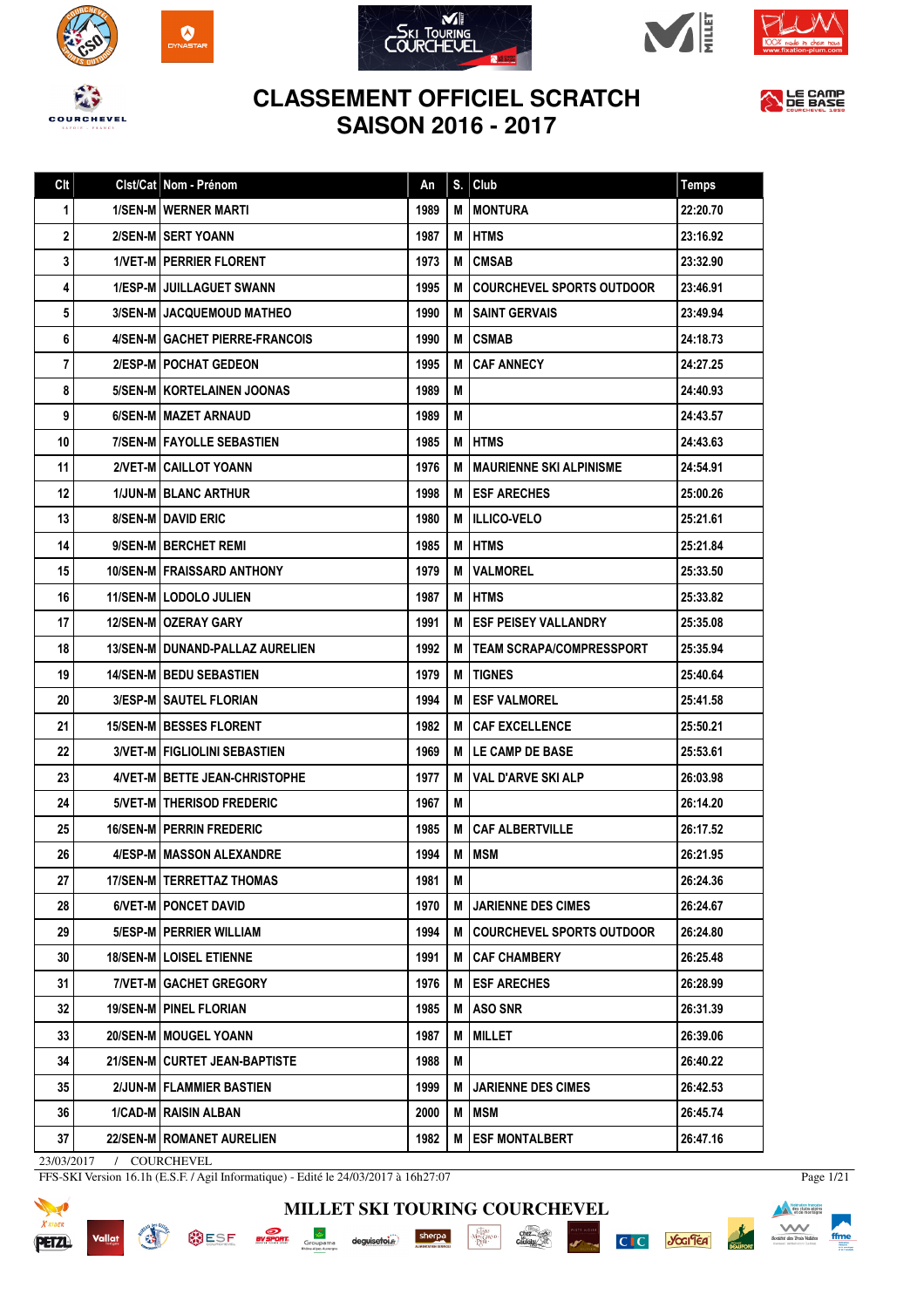# CLASSEMENT OFFICIEL SCRATCH
## SAISON 2016 - 2017

| Clt | Clst/Cat | Nom - Prénom | An | S. | Club | Temps |
|---|---|---|---|---|---|---|
| 1 | 1/SEN-M | WERNER MARTI | 1989 | M | MONTURA | 22:20.70 |
| 2 | 2/SEN-M | SERT YOANN | 1987 | M | HTMS | 23:16.92 |
| 3 | 1/VET-M | PERRIER FLORENT | 1973 | M | CMSAB | 23:32.90 |
| 4 | 1/ESP-M | JUILLAGUET SWANN | 1995 | M | COURCHEVEL SPORTS OUTDOOR | 23:46.91 |
| 5 | 3/SEN-M | JACQUEMOUD MATHEO | 1990 | M | SAINT GERVAIS | 23:49.94 |
| 6 | 4/SEN-M | GACHET PIERRE-FRANCOIS | 1990 | M | CSMAB | 24:18.73 |
| 7 | 2/ESP-M | POCHAT GEDEON | 1995 | M | CAF ANNECY | 24:27.25 |
| 8 | 5/SEN-M | KORTELAINEN JOONAS | 1989 | M | | 24:40.93 |
| 9 | 6/SEN-M | MAZET ARNAUD | 1989 | M | | 24:43.57 |
| 10 | 7/SEN-M | FAYOLLE SEBASTIEN | 1985 | M | HTMS | 24:43.63 |
| 11 | 2/VET-M | CAILLOT YOANN | 1976 | M | MAURIENNE SKI ALPINISME | 24:54.91 |
| 12 | 1/JUN-M | BLANC ARTHUR | 1998 | M | ESF ARECHES | 25:00.26 |
| 13 | 8/SEN-M | DAVID ERIC | 1980 | M | ILLICO-VELO | 25:21.61 |
| 14 | 9/SEN-M | BERCHET REMI | 1985 | M | HTMS | 25:21.84 |
| 15 | 10/SEN-M | FRAISSARD ANTHONY | 1979 | M | VALMOREL | 25:33.50 |
| 16 | 11/SEN-M | LODOLO JULIEN | 1987 | M | HTMS | 25:33.82 |
| 17 | 12/SEN-M | OZERAY GARY | 1991 | M | ESF PEISEY VALLANDRY | 25:35.08 |
| 18 | 13/SEN-M | DUNAND-PALLAZ AURELIEN | 1992 | M | TEAM SCRAPA/COMPRESSPORT | 25:35.94 |
| 19 | 14/SEN-M | BEDU SEBASTIEN | 1979 | M | TIGNES | 25:40.64 |
| 20 | 3/ESP-M | SAUTEL FLORIAN | 1994 | M | ESF VALMOREL | 25:41.58 |
| 21 | 15/SEN-M | BESSES FLORENT | 1982 | M | CAF EXCELLENCE | 25:50.21 |
| 22 | 3/VET-M | FIGLIOLINI SEBASTIEN | 1969 | M | LE CAMP DE BASE | 25:53.61 |
| 23 | 4/VET-M | BETTE JEAN-CHRISTOPHE | 1977 | M | VAL D'ARVE SKI ALP | 26:03.98 |
| 24 | 5/VET-M | THERISOD FREDERIC | 1967 | M | | 26:14.20 |
| 25 | 16/SEN-M | PERRIN FREDERIC | 1985 | M | CAF ALBERTVILLE | 26:17.52 |
| 26 | 4/ESP-M | MASSON ALEXANDRE | 1994 | M | MSM | 26:21.95 |
| 27 | 17/SEN-M | TERRETTAZ THOMAS | 1981 | M | | 26:24.36 |
| 28 | 6/VET-M | PONCET DAVID | 1970 | M | JARIENNE DES CIMES | 26:24.67 |
| 29 | 5/ESP-M | PERRIER WILLIAM | 1994 | M | COURCHEVEL SPORTS OUTDOOR | 26:24.80 |
| 30 | 18/SEN-M | LOISEL ETIENNE | 1991 | M | CAF CHAMBERY | 26:25.48 |
| 31 | 7/VET-M | GACHET GREGORY | 1976 | M | ESF ARECHES | 26:28.99 |
| 32 | 19/SEN-M | PINEL FLORIAN | 1985 | M | ASO SNR | 26:31.39 |
| 33 | 20/SEN-M | MOUGEL YOANN | 1987 | M | MILLET | 26:39.06 |
| 34 | 21/SEN-M | CURTET JEAN-BAPTISTE | 1988 | M | | 26:40.22 |
| 35 | 2/JUN-M | FLAMMIER BASTIEN | 1999 | M | JARIENNE DES CIMES | 26:42.53 |
| 36 | 1/CAD-M | RAISIN ALBAN | 2000 | M | MSM | 26:45.74 |
| 37 | 22/SEN-M | ROMANET AURELIEN | 1982 | M | ESF MONTALBERT | 26:47.16 |

23/03/2017 / COURCHEVEL

FFS-SKI Version 16.1h (E.S.F. / Agil Informatique) - Edité le 24/03/2017 à 16h27:07

MILLET SKI TOURING COURCHEVEL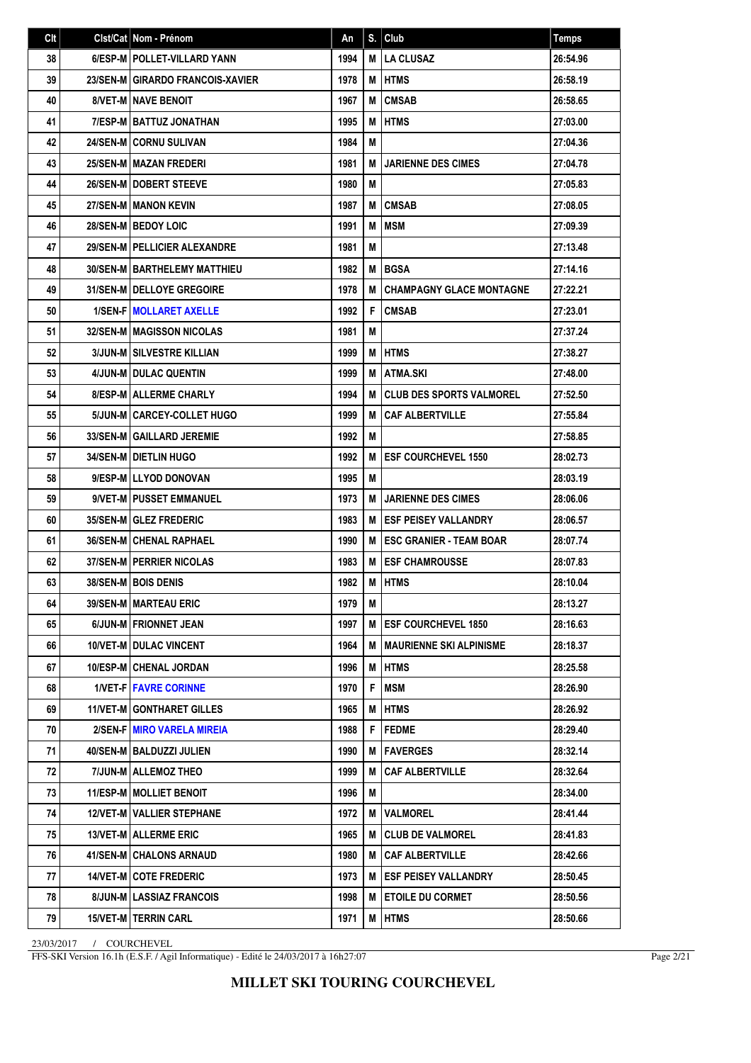| Clt | Clst/Cat | Nom - Prénom | An | S. | Club | Temps |
|---|---|---|---|---|---|---|
| 38 | 6/ESP-M | POLLET-VILLARD YANN | 1994 | M | LA CLUSAZ | 26:54.96 |
| 39 | 23/SEN-M | GIRARDO FRANCOIS-XAVIER | 1978 | M | HTMS | 26:58.19 |
| 40 | 8/VET-M | NAVE BENOIT | 1967 | M | CMSAB | 26:58.65 |
| 41 | 7/ESP-M | BATTUZ JONATHAN | 1995 | M | HTMS | 27:03.00 |
| 42 | 24/SEN-M | CORNU SULIVAN | 1984 | M | | 27:04.36 |
| 43 | 25/SEN-M | MAZAN FREDERI | 1981 | M | JARIENNE DES CIMES | 27:04.78 |
| 44 | 26/SEN-M | DOBERT STEEVE | 1980 | M | | 27:05.83 |
| 45 | 27/SEN-M | MANON KEVIN | 1987 | M | CMSAB | 27:08.05 |
| 46 | 28/SEN-M | BEDOY LOIC | 1991 | M | MSM | 27:09.39 |
| 47 | 29/SEN-M | PELLICIER ALEXANDRE | 1981 | M | | 27:13.48 |
| 48 | 30/SEN-M | BARTHELEMY MATTHIEU | 1982 | M | BGSA | 27:14.16 |
| 49 | 31/SEN-M | DELLOYE GREGOIRE | 1978 | M | CHAMPAGNY GLACE MONTAGNE | 27:22.21 |
| 50 | 1/SEN-F | MOLLARET AXELLE | 1992 | F | CMSAB | 27:23.01 |
| 51 | 32/SEN-M | MAGISSON NICOLAS | 1981 | M | | 27:37.24 |
| 52 | 3/JUN-M | SILVESTRE KILLIAN | 1999 | M | HTMS | 27:38.27 |
| 53 | 4/JUN-M | DULAC QUENTIN | 1999 | M | ATMA.SKI | 27:48.00 |
| 54 | 8/ESP-M | ALLERME CHARLY | 1994 | M | CLUB DES SPORTS VALMOREL | 27:52.50 |
| 55 | 5/JUN-M | CARCEY-COLLET HUGO | 1999 | M | CAF ALBERTVILLE | 27:55.84 |
| 56 | 33/SEN-M | GAILLARD JEREMIE | 1992 | M | | 27:58.85 |
| 57 | 34/SEN-M | DIETLIN HUGO | 1992 | M | ESF COURCHEVEL 1550 | 28:02.73 |
| 58 | 9/ESP-M | LLYOD DONOVAN | 1995 | M | | 28:03.19 |
| 59 | 9/VET-M | PUSSET EMMANUEL | 1973 | M | JARIENNE DES CIMES | 28:06.06 |
| 60 | 35/SEN-M | GLEZ FREDERIC | 1983 | M | ESF PEISEY VALLANDRY | 28:06.57 |
| 61 | 36/SEN-M | CHENAL RAPHAEL | 1990 | M | ESC GRANIER - TEAM BOAR | 28:07.74 |
| 62 | 37/SEN-M | PERRIER NICOLAS | 1983 | M | ESF CHAMROUSSE | 28:07.83 |
| 63 | 38/SEN-M | BOIS DENIS | 1982 | M | HTMS | 28:10.04 |
| 64 | 39/SEN-M | MARTEAU ERIC | 1979 | M | | 28:13.27 |
| 65 | 6/JUN-M | FRIONNET JEAN | 1997 | M | ESF COURCHEVEL 1850 | 28:16.63 |
| 66 | 10/VET-M | DULAC VINCENT | 1964 | M | MAURIENNE SKI ALPINISME | 28:18.37 |
| 67 | 10/ESP-M | CHENAL JORDAN | 1996 | M | HTMS | 28:25.58 |
| 68 | 1/VET-F | FAVRE CORINNE | 1970 | F | MSM | 28:26.90 |
| 69 | 11/VET-M | GONTHARET GILLES | 1965 | M | HTMS | 28:26.92 |
| 70 | 2/SEN-F | MIRO VARELA MIREIA | 1988 | F | FEDME | 28:29.40 |
| 71 | 40/SEN-M | BALDUZZI JULIEN | 1990 | M | FAVERGES | 28:32.14 |
| 72 | 7/JUN-M | ALLEMOZ THEO | 1999 | M | CAF ALBERTVILLE | 28:32.64 |
| 73 | 11/ESP-M | MOLLIET BENOIT | 1996 | M | | 28:34.00 |
| 74 | 12/VET-M | VALLIER STEPHANE | 1972 | M | VALMOREL | 28:41.44 |
| 75 | 13/VET-M | ALLERME ERIC | 1965 | M | CLUB DE VALMOREL | 28:41.83 |
| 76 | 41/SEN-M | CHALONS ARNAUD | 1980 | M | CAF ALBERTVILLE | 28:42.66 |
| 77 | 14/VET-M | COTE FREDERIC | 1973 | M | ESF PEISEY VALLANDRY | 28:50.45 |
| 78 | 8/JUN-M | LASSIAZ FRANCOIS | 1998 | M | ETOILE DU CORMET | 28:50.56 |
| 79 | 15/VET-M | TERRIN CARL | 1971 | M | HTMS | 28:50.66 |

23/03/2017 / COURCHEVEL

FFS-SKI Version 16.1h (E.S.F. / Agil Informatique) - Edité le 24/03/2017 à 16h27:07

**MILLET SKI TOURING COURCHEVEL**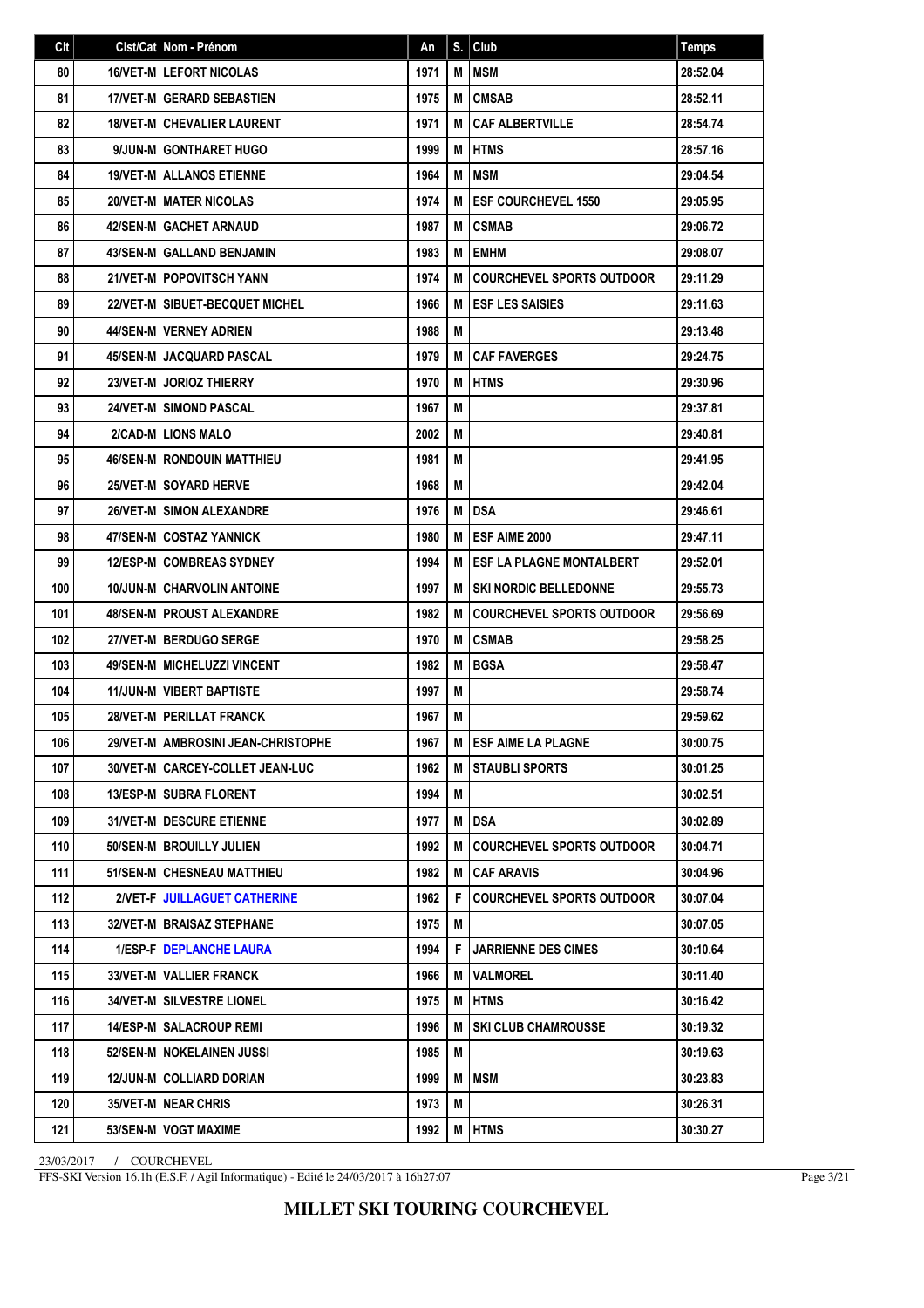| Clt | Clst/Cat | Nom - Prénom | An | S. | Club | Temps |
|---|---|---|---|---|---|---|
| 80 | 16/VET-M | LEFORT NICOLAS | 1971 | M | MSM | 28:52.04 |
| 81 | 17/VET-M | GERARD SEBASTIEN | 1975 | M | CMSAB | 28:52.11 |
| 82 | 18/VET-M | CHEVALIER LAURENT | 1971 | M | CAF ALBERTVILLE | 28:54.74 |
| 83 | 9/JUN-M | GONTHARET HUGO | 1999 | M | HTMS | 28:57.16 |
| 84 | 19/VET-M | ALLANOS ETIENNE | 1964 | M | MSM | 29:04.54 |
| 85 | 20/VET-M | MATER NICOLAS | 1974 | M | ESF COURCHEVEL 1550 | 29:05.95 |
| 86 | 42/SEN-M | GACHET ARNAUD | 1987 | M | CSMAB | 29:06.72 |
| 87 | 43/SEN-M | GALLAND BENJAMIN | 1983 | M | EMHM | 29:08.07 |
| 88 | 21/VET-M | POPOVITSCH YANN | 1974 | M | COURCHEVEL SPORTS OUTDOOR | 29:11.29 |
| 89 | 22/VET-M | SIBUET-BECQUET MICHEL | 1966 | M | ESF LES SAISIES | 29:11.63 |
| 90 | 44/SEN-M | VERNEY ADRIEN | 1988 | M | | 29:13.48 |
| 91 | 45/SEN-M | JACQUARD PASCAL | 1979 | M | CAF FAVERGES | 29:24.75 |
| 92 | 23/VET-M | JORIOZ THIERRY | 1970 | M | HTMS | 29:30.96 |
| 93 | 24/VET-M | SIMOND PASCAL | 1967 | M | | 29:37.81 |
| 94 | 2/CAD-M | LIONS MALO | 2002 | M | | 29:40.81 |
| 95 | 46/SEN-M | RONDOUIN MATTHIEU | 1981 | M | | 29:41.95 |
| 96 | 25/VET-M | SOYARD HERVE | 1968 | M | | 29:42.04 |
| 97 | 26/VET-M | SIMON ALEXANDRE | 1976 | M | DSA | 29:46.61 |
| 98 | 47/SEN-M | COSTAZ YANNICK | 1980 | M | ESF AIME 2000 | 29:47.11 |
| 99 | 12/ESP-M | COMBREAS SYDNEY | 1994 | M | ESF LA PLAGNE MONTALBERT | 29:52.01 |
| 100 | 10/JUN-M | CHARVOLIN ANTOINE | 1997 | M | SKI NORDIC BELLEDONNE | 29:55.73 |
| 101 | 48/SEN-M | PROUST ALEXANDRE | 1982 | M | COURCHEVEL SPORTS OUTDOOR | 29:56.69 |
| 102 | 27/VET-M | BERDUGO SERGE | 1970 | M | CSMAB | 29:58.25 |
| 103 | 49/SEN-M | MICHELUZZI VINCENT | 1982 | M | BGSA | 29:58.47 |
| 104 | 11/JUN-M | VIBERT BAPTISTE | 1997 | M | | 29:58.74 |
| 105 | 28/VET-M | PERILLAT FRANCK | 1967 | M | | 29:59.62 |
| 106 | 29/VET-M | AMBROSINI JEAN-CHRISTOPHE | 1967 | M | ESF AIME LA PLAGNE | 30:00.75 |
| 107 | 30/VET-M | CARCEY-COLLET JEAN-LUC | 1962 | M | STAUBLI SPORTS | 30:01.25 |
| 108 | 13/ESP-M | SUBRA FLORENT | 1994 | M | | 30:02.51 |
| 109 | 31/VET-M | DESCURE ETIENNE | 1977 | M | DSA | 30:02.89 |
| 110 | 50/SEN-M | BROUILLY JULIEN | 1992 | M | COURCHEVEL SPORTS OUTDOOR | 30:04.71 |
| 111 | 51/SEN-M | CHESNEAU MATTHIEU | 1982 | M | CAF ARAVIS | 30:04.96 |
| 112 | 2/VET-F | JUILLAGUET CATHERINE | 1962 | F | COURCHEVEL SPORTS OUTDOOR | 30:07.04 |
| 113 | 32/VET-M | BRAISAZ STEPHANE | 1975 | M | | 30:07.05 |
| 114 | 1/ESP-F | DEPLANCHE LAURA | 1994 | F | JARRIENNE DES CIMES | 30:10.64 |
| 115 | 33/VET-M | VALLIER FRANCK | 1966 | M | VALMOREL | 30:11.40 |
| 116 | 34/VET-M | SILVESTRE LIONEL | 1975 | M | HTMS | 30:16.42 |
| 117 | 14/ESP-M | SALACROUP REMI | 1996 | M | SKI CLUB CHAMROUSSE | 30:19.32 |
| 118 | 52/SEN-M | NOKELAINEN JUSSI | 1985 | M | | 30:19.63 |
| 119 | 12/JUN-M | COLLIARD DORIAN | 1999 | M | MSM | 30:23.83 |
| 120 | 35/VET-M | NEAR CHRIS | 1973 | M | | 30:26.31 |
| 121 | 53/SEN-M | VOGT MAXIME | 1992 | M | HTMS | 30:30.27 |

23/03/2017 / COURCHEVEL

FFS-SKI Version 16.1h (E.S.F. / Agil Informatique) - Edité le 24/03/2017 à 16h27:07

**MILLET SKI TOURING COURCHEVEL**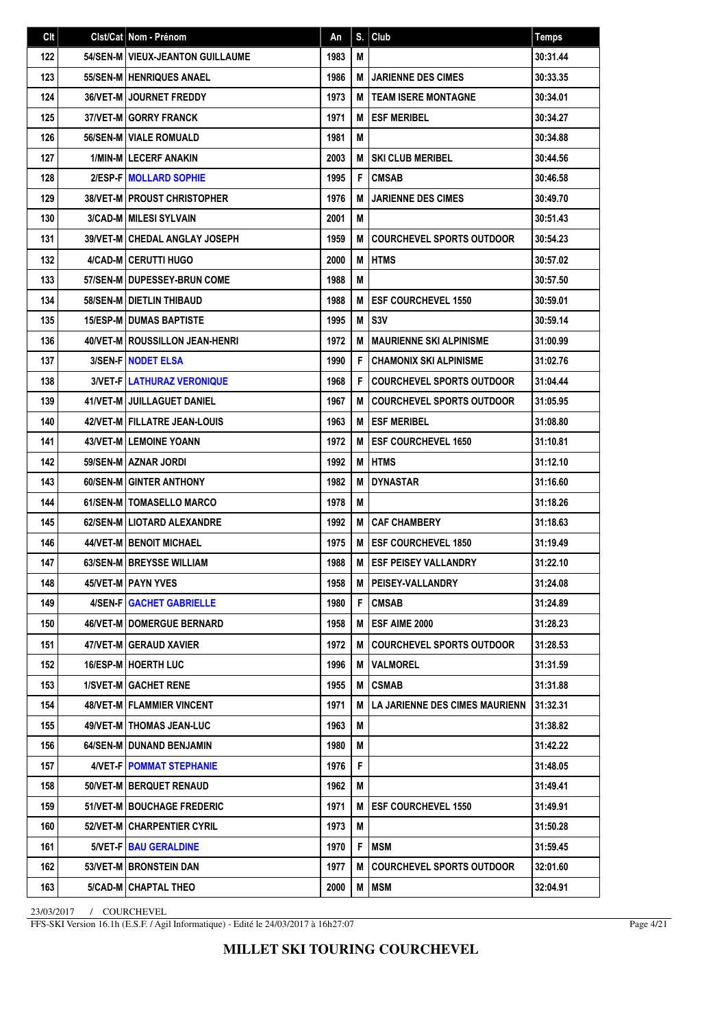| Clt | Clst/Cat | Nom - Prénom | An | S. | Club | Temps |
|---|---|---|---|---|---|---|
| 122 | 54/SEN-M | VIEUX-JEANTON GUILLAUME | 1983 | M | | 30:31.44 |
| 123 | 55/SEN-M | HENRIQUES ANAEL | 1986 | M | JARIENNE DES CIMES | 30:33.35 |
| 124 | 36/VET-M | JOURNET FREDDY | 1973 | M | TEAM ISERE MONTAGNE | 30:34.01 |
| 125 | 37/VET-M | GORRY FRANCK | 1971 | M | ESF MERIBEL | 30:34.27 |
| 126 | 56/SEN-M | VIALE ROMUALD | 1981 | M | | 30:34.88 |
| 127 | 1/MIN-M | LECERF ANAKIN | 2003 | M | SKI CLUB MERIBEL | 30:44.56 |
| 128 | 2/ESP-F | MOLLARD SOPHIE | 1995 | F | CMSAB | 30:46.58 |
| 129 | 38/VET-M | PROUST CHRISTOPHER | 1976 | M | JARIENNE DES CIMES | 30:49.70 |
| 130 | 3/CAD-M | MILESI SYLVAIN | 2001 | M | | 30:51.43 |
| 131 | 39/VET-M | CHEDAL ANGLAY JOSEPH | 1959 | M | COURCHEVEL SPORTS OUTDOOR | 30:54.23 |
| 132 | 4/CAD-M | CERUTTI HUGO | 2000 | M | HTMS | 30:57.02 |
| 133 | 57/SEN-M | DUPESSEY-BRUN COME | 1988 | M | | 30:57.50 |
| 134 | 58/SEN-M | DIETLIN THIBAUD | 1988 | M | ESF COURCHEVEL 1550 | 30:59.01 |
| 135 | 15/ESP-M | DUMAS BAPTISTE | 1995 | M | S3V | 30:59.14 |
| 136 | 40/VET-M | ROUSSILLON JEAN-HENRI | 1972 | M | MAURIENNE SKI ALPINISME | 31:00.99 |
| 137 | 3/SEN-F | NODET ELSA | 1990 | F | CHAMONIX SKI ALPINISME | 31:02.76 |
| 138 | 3/VET-F | LATHURAZ VERONIQUE | 1968 | F | COURCHEVEL SPORTS OUTDOOR | 31:04.44 |
| 139 | 41/VET-M | JUILLAGUET DANIEL | 1967 | M | COURCHEVEL SPORTS OUTDOOR | 31:05.95 |
| 140 | 42/VET-M | FILLATRE JEAN-LOUIS | 1963 | M | ESF MERIBEL | 31:08.80 |
| 141 | 43/VET-M | LEMOINE YOANN | 1972 | M | ESF COURCHEVEL 1650 | 31:10.81 |
| 142 | 59/SEN-M | AZNAR JORDI | 1992 | M | HTMS | 31:12.10 |
| 143 | 60/SEN-M | GINTER ANTHONY | 1982 | M | DYNASTAR | 31:16.60 |
| 144 | 61/SEN-M | TOMASELLO MARCO | 1978 | M | | 31:18.26 |
| 145 | 62/SEN-M | LIOTARD ALEXANDRE | 1992 | M | CAF CHAMBERY | 31:18.63 |
| 146 | 44/VET-M | BENOIT MICHAEL | 1975 | M | ESF COURCHEVEL 1850 | 31:19.49 |
| 147 | 63/SEN-M | BREYSSE WILLIAM | 1988 | M | ESF PEISEY VALLANDRY | 31:22.10 |
| 148 | 45/VET-M | PAYN YVES | 1958 | M | PEISEY-VALLANDRY | 31:24.08 |
| 149 | 4/SEN-F | GACHET GABRIELLE | 1980 | F | CMSAB | 31:24.89 |
| 150 | 46/VET-M | DOMERGUE BERNARD | 1958 | M | ESF AIME 2000 | 31:28.23 |
| 151 | 47/VET-M | GERAUD XAVIER | 1972 | M | COURCHEVEL SPORTS OUTDOOR | 31:28.53 |
| 152 | 16/ESP-M | HOERTH LUC | 1996 | M | VALMOREL | 31:31.59 |
| 153 | 1/SVET-M | GACHET RENE | 1955 | M | CSMAB | 31:31.88 |
| 154 | 48/VET-M | FLAMMIER VINCENT | 1971 | M | LA JARIENNE DES CIMES MAURIENN | 31:32.31 |
| 155 | 49/VET-M | THOMAS JEAN-LUC | 1963 | M | | 31:38.82 |
| 156 | 64/SEN-M | DUNAND BENJAMIN | 1980 | M | | 31:42.22 |
| 157 | 4/VET-F | POMMAT STEPHANIE | 1976 | F | | 31:48.05 |
| 158 | 50/VET-M | BERQUET RENAUD | 1962 | M | | 31:49.41 |
| 159 | 51/VET-M | BOUCHAGE FREDERIC | 1971 | M | ESF COURCHEVEL 1550 | 31:49.91 |
| 160 | 52/VET-M | CHARPENTIER CYRIL | 1973 | M | | 31:50.28 |
| 161 | 5/VET-F | BAU GERALDINE | 1970 | F | MSM | 31:59.45 |
| 162 | 53/VET-M | BRONSTEIN DAN | 1977 | M | COURCHEVEL SPORTS OUTDOOR | 32:01.60 |
| 163 | 5/CAD-M | CHAPTAL THEO | 2000 | M | MSM | 32:04.91 |

23/03/2017 / COURCHEVEL

FFS-SKI Version 16.1h (E.S.F. / Agil Informatique) - Edité le 24/03/2017 à 16h27:07

**MILLET SKI TOURING COURCHEVEL**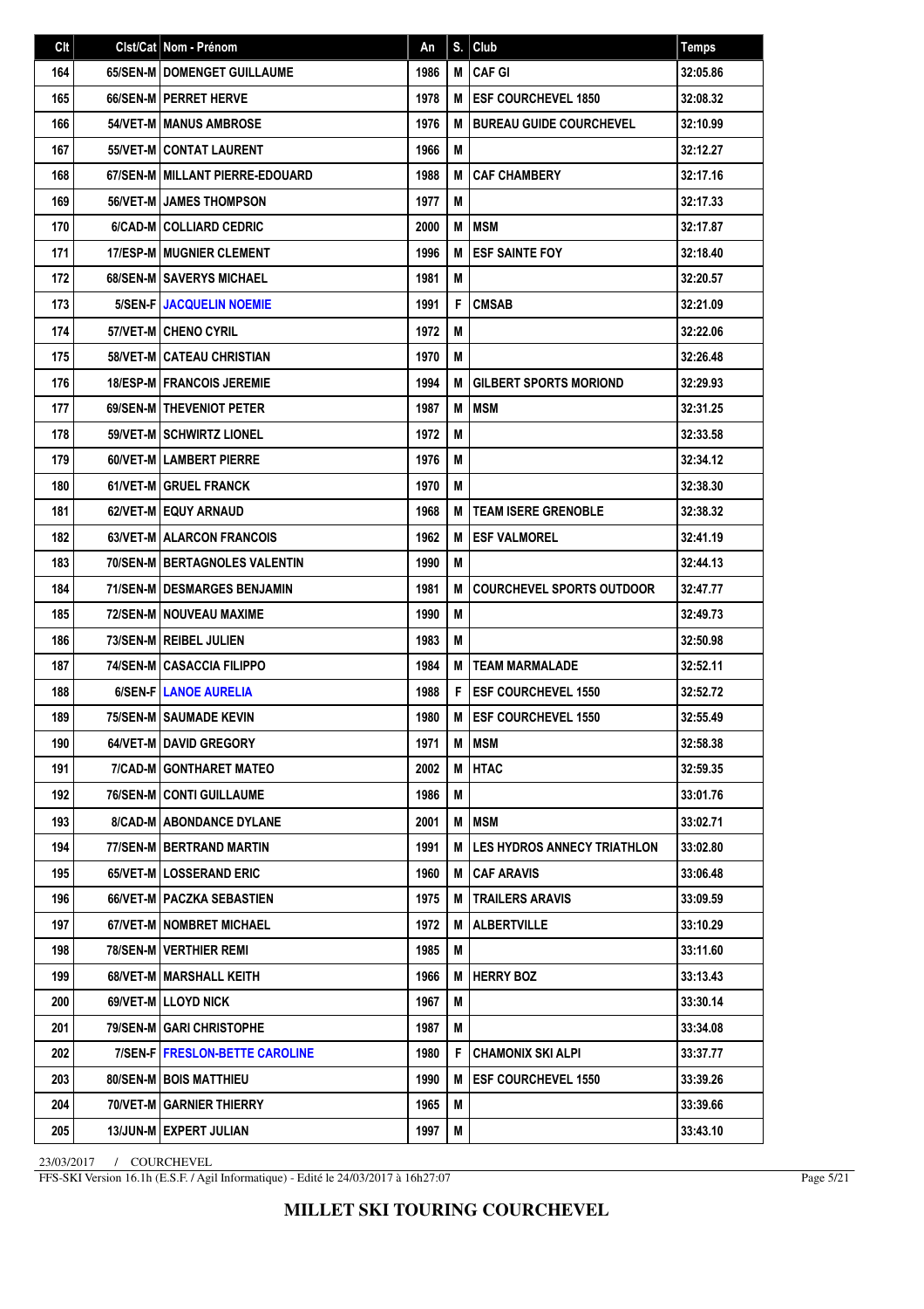| Clt | Clst/Cat | Nom - Prénom | An | S. | Club | Temps |
|---|---|---|---|---|---|---|
| 164 | 65/SEN-M | DOMENGET GUILLAUME | 1986 | M | CAF GI | 32:05.86 |
| 165 | 66/SEN-M | PERRET HERVE | 1978 | M | ESF COURCHEVEL 1850 | 32:08.32 |
| 166 | 54/VET-M | MANUS AMBROSE | 1976 | M | BUREAU GUIDE COURCHEVEL | 32:10.99 |
| 167 | 55/VET-M | CONTAT LAURENT | 1966 | M | | 32:12.27 |
| 168 | 67/SEN-M | MILLANT PIERRE-EDOUARD | 1988 | M | CAF CHAMBERY | 32:17.16 |
| 169 | 56/VET-M | JAMES THOMPSON | 1977 | M | | 32:17.33 |
| 170 | 6/CAD-M | COLLIARD CEDRIC | 2000 | M | MSM | 32:17.87 |
| 171 | 17/ESP-M | MUGNIER CLEMENT | 1996 | M | ESF SAINTE FOY | 32:18.40 |
| 172 | 68/SEN-M | SAVERYS MICHAEL | 1981 | M | | 32:20.57 |
| 173 | 5/SEN-F | JACQUELIN NOEMIE | 1991 | F | CMSAB | 32:21.09 |
| 174 | 57/VET-M | CHENO CYRIL | 1972 | M | | 32:22.06 |
| 175 | 58/VET-M | CATEAU CHRISTIAN | 1970 | M | | 32:26.48 |
| 176 | 18/ESP-M | FRANCOIS JEREMIE | 1994 | M | GILBERT SPORTS MORIOND | 32:29.93 |
| 177 | 69/SEN-M | THEVENIOT PETER | 1987 | M | MSM | 32:31.25 |
| 178 | 59/VET-M | SCHWIRTZ LIONEL | 1972 | M | | 32:33.58 |
| 179 | 60/VET-M | LAMBERT PIERRE | 1976 | M | | 32:34.12 |
| 180 | 61/VET-M | GRUEL FRANCK | 1970 | M | | 32:38.30 |
| 181 | 62/VET-M | EQUY ARNAUD | 1968 | M | TEAM ISERE GRENOBLE | 32:38.32 |
| 182 | 63/VET-M | ALARCON FRANCOIS | 1962 | M | ESF VALMOREL | 32:41.19 |
| 183 | 70/SEN-M | BERTAGNOLES VALENTIN | 1990 | M | | 32:44.13 |
| 184 | 71/SEN-M | DESMARGES BENJAMIN | 1981 | M | COURCHEVEL SPORTS OUTDOOR | 32:47.77 |
| 185 | 72/SEN-M | NOUVEAU MAXIME | 1990 | M | | 32:49.73 |
| 186 | 73/SEN-M | REIBEL JULIEN | 1983 | M | | 32:50.98 |
| 187 | 74/SEN-M | CASACCIA FILIPPO | 1984 | M | TEAM MARMALADE | 32:52.11 |
| 188 | 6/SEN-F | LANOE AURELIA | 1988 | F | ESF COURCHEVEL 1550 | 32:52.72 |
| 189 | 75/SEN-M | SAUMADE KEVIN | 1980 | M | ESF COURCHEVEL 1550 | 32:55.49 |
| 190 | 64/VET-M | DAVID GREGORY | 1971 | M | MSM | 32:58.38 |
| 191 | 7/CAD-M | GONTHARET MATEO | 2002 | M | HTAC | 32:59.35 |
| 192 | 76/SEN-M | CONTI GUILLAUME | 1986 | M | | 33:01.76 |
| 193 | 8/CAD-M | ABONDANCE DYLANE | 2001 | M | MSM | 33:02.71 |
| 194 | 77/SEN-M | BERTRAND MARTIN | 1991 | M | LES HYDROS ANNECY TRIATHLON | 33:02.80 |
| 195 | 65/VET-M | LOSSERAND ERIC | 1960 | M | CAF ARAVIS | 33:06.48 |
| 196 | 66/VET-M | PACZKA SEBASTIEN | 1975 | M | TRAILERS ARAVIS | 33:09.59 |
| 197 | 67/VET-M | NOMBRET MICHAEL | 1972 | M | ALBERTVILLE | 33:10.29 |
| 198 | 78/SEN-M | VERTHIER REMI | 1985 | M | | 33:11.60 |
| 199 | 68/VET-M | MARSHALL KEITH | 1966 | M | HERRY BOZ | 33:13.43 |
| 200 | 69/VET-M | LLOYD NICK | 1967 | M | | 33:30.14 |
| 201 | 79/SEN-M | GARI CHRISTOPHE | 1987 | M | | 33:34.08 |
| 202 | 7/SEN-F | FRESLON-BETTE CAROLINE | 1980 | F | CHAMONIX SKI ALPI | 33:37.77 |
| 203 | 80/SEN-M | BOIS MATTHIEU | 1990 | M | ESF COURCHEVEL 1550 | 33:39.26 |
| 204 | 70/VET-M | GARNIER THIERRY | 1965 | M | | 33:39.66 |
| 205 | 13/JUN-M | EXPERT JULIAN | 1997 | M | | 33:43.10 |

23/03/2017 / COURCHEVEL

FFS-SKI Version 16.1h (E.S.F. / Agil Informatique) - Edité le 24/03/2017 à 16h27:07

**MILLET SKI TOURING COURCHEVEL**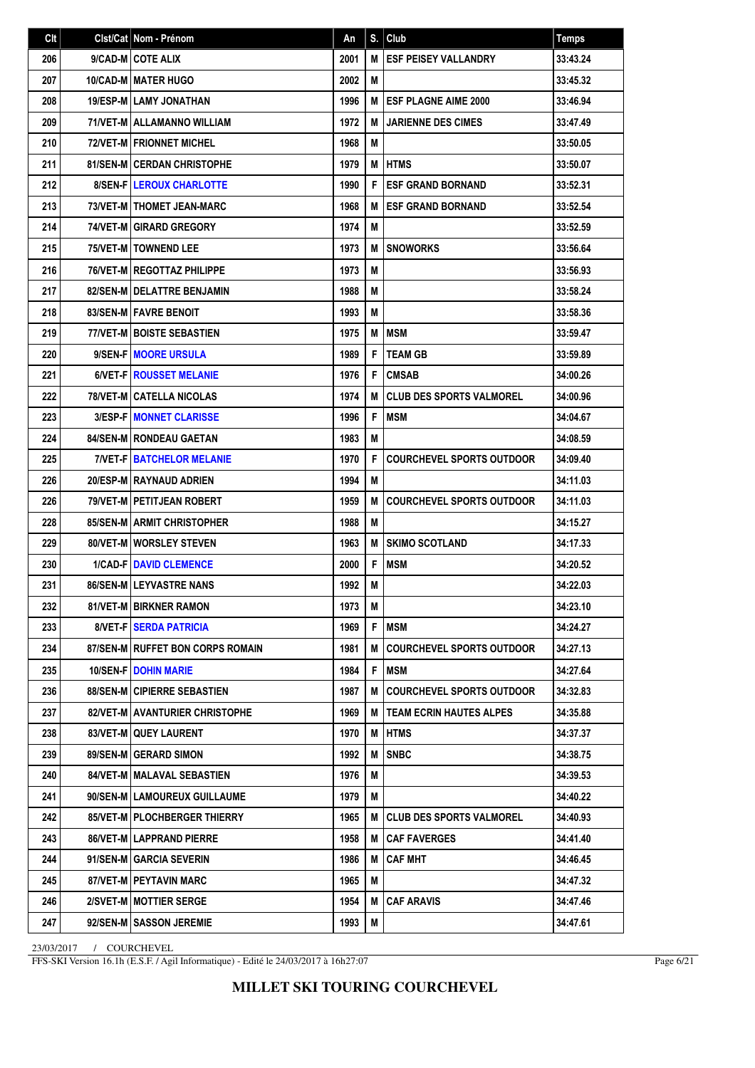| Clt | Clst/Cat | Nom - Prénom | An | S. | Club | Temps |
|---|---|---|---|---|---|---|
| 206 | 9/CAD-M | COTE ALIX | 2001 | M | ESF PEISEY VALLANDRY | 33:43.24 |
| 207 | 10/CAD-M | MATER HUGO | 2002 | M | | 33:45.32 |
| 208 | 19/ESP-M | LAMY JONATHAN | 1996 | M | ESF PLAGNE AIME 2000 | 33:46.94 |
| 209 | 71/VET-M | ALLAMANNO WILLIAM | 1972 | M | JARIENNE DES CIMES | 33:47.49 |
| 210 | 72/VET-M | FRIONNET MICHEL | 1968 | M | | 33:50.05 |
| 211 | 81/SEN-M | CERDAN CHRISTOPHE | 1979 | M | HTMS | 33:50.07 |
| 212 | 8/SEN-F | LEROUX CHARLOTTE | 1990 | F | ESF GRAND BORNAND | 33:52.31 |
| 213 | 73/VET-M | THOMET JEAN-MARC | 1968 | M | ESF GRAND BORNAND | 33:52.54 |
| 214 | 74/VET-M | GIRARD GREGORY | 1974 | M | | 33:52.59 |
| 215 | 75/VET-M | TOWNEND LEE | 1973 | M | SNOWORKS | 33:56.64 |
| 216 | 76/VET-M | REGOTTAZ PHILIPPE | 1973 | M | | 33:56.93 |
| 217 | 82/SEN-M | DELATTRE BENJAMIN | 1988 | M | | 33:58.24 |
| 218 | 83/SEN-M | FAVRE BENOIT | 1993 | M | | 33:58.36 |
| 219 | 77/VET-M | BOISTE SEBASTIEN | 1975 | M | MSM | 33:59.47 |
| 220 | 9/SEN-F | MOORE URSULA | 1989 | F | TEAM GB | 33:59.89 |
| 221 | 6/VET-F | ROUSSET MELANIE | 1976 | F | CMSAB | 34:00.26 |
| 222 | 78/VET-M | CATELLA NICOLAS | 1974 | M | CLUB DES SPORTS VALMOREL | 34:00.96 |
| 223 | 3/ESP-F | MONNET CLARISSE | 1996 | F | MSM | 34:04.67 |
| 224 | 84/SEN-M | RONDEAU GAETAN | 1983 | M | | 34:08.59 |
| 225 | 7/VET-F | BATCHELOR MELANIE | 1970 | F | COURCHEVEL SPORTS OUTDOOR | 34:09.40 |
| 226 | 20/ESP-M | RAYNAUD ADRIEN | 1994 | M | | 34:11.03 |
| 226 | 79/VET-M | PETITJEAN ROBERT | 1959 | M | COURCHEVEL SPORTS OUTDOOR | 34:11.03 |
| 228 | 85/SEN-M | ARMIT CHRISTOPHER | 1988 | M | | 34:15.27 |
| 229 | 80/VET-M | WORSLEY STEVEN | 1963 | M | SKIMO SCOTLAND | 34:17.33 |
| 230 | 1/CAD-F | DAVID CLEMENCE | 2000 | F | MSM | 34:20.52 |
| 231 | 86/SEN-M | LEYVASTRE NANS | 1992 | M | | 34:22.03 |
| 232 | 81/VET-M | BIRKNER RAMON | 1973 | M | | 34:23.10 |
| 233 | 8/VET-F | SERDA PATRICIA | 1969 | F | MSM | 34:24.27 |
| 234 | 87/SEN-M | RUFFET BON CORPS ROMAIN | 1981 | M | COURCHEVEL SPORTS OUTDOOR | 34:27.13 |
| 235 | 10/SEN-F | DOHIN MARIE | 1984 | F | MSM | 34:27.64 |
| 236 | 88/SEN-M | CIPIERRE SEBASTIEN | 1987 | M | COURCHEVEL SPORTS OUTDOOR | 34:32.83 |
| 237 | 82/VET-M | AVANTURIER CHRISTOPHE | 1969 | M | TEAM ECRIN HAUTES ALPES | 34:35.88 |
| 238 | 83/VET-M | QUEY LAURENT | 1970 | M | HTMS | 34:37.37 |
| 239 | 89/SEN-M | GERARD SIMON | 1992 | M | SNBC | 34:38.75 |
| 240 | 84/VET-M | MALAVAL SEBASTIEN | 1976 | M | | 34:39.53 |
| 241 | 90/SEN-M | LAMOUREUX GUILLAUME | 1979 | M | | 34:40.22 |
| 242 | 85/VET-M | PLOCHBERGER THIERRY | 1965 | M | CLUB DES SPORTS VALMOREL | 34:40.93 |
| 243 | 86/VET-M | LAPPRAND PIERRE | 1958 | M | CAF FAVERGES | 34:41.40 |
| 244 | 91/SEN-M | GARCIA SEVERIN | 1986 | M | CAF MHT | 34:46.45 |
| 245 | 87/VET-M | PEYTAVIN MARC | 1965 | M | | 34:47.32 |
| 246 | 2/SVET-M | MOTTIER SERGE | 1954 | M | CAF ARAVIS | 34:47.46 |
| 247 | 92/SEN-M | SASSON JEREMIE | 1993 | M | | 34:47.61 |

23/03/2017 / COURCHEVEL

FFS-SKI Version 16.1h (E.S.F. / Agil Informatique) - Edité le 24/03/2017 à 16h27:07

**MILLET SKI TOURING COURCHEVEL**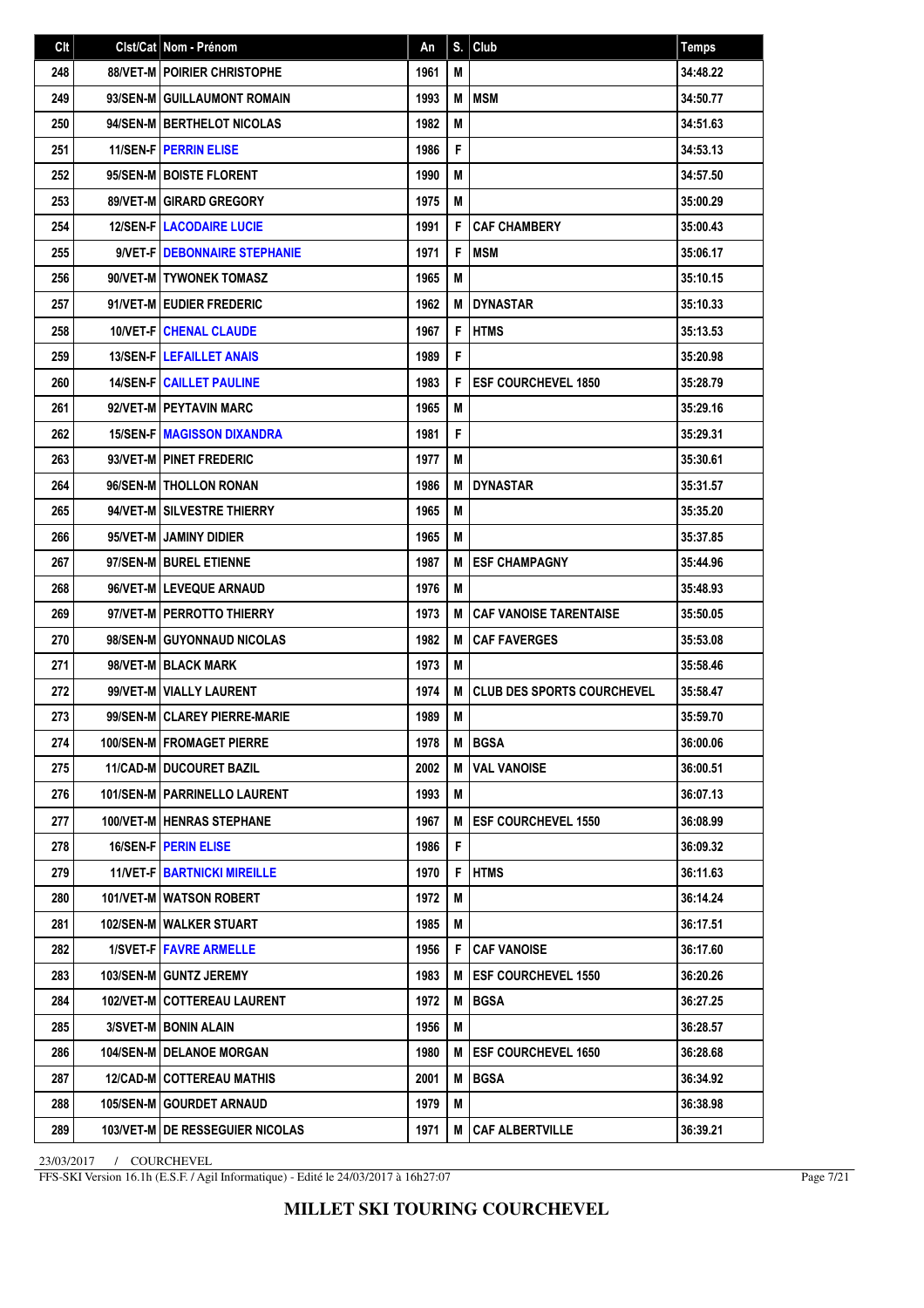| Clt | Clst/Cat | Nom - Prénom | An | S. | Club | Temps |
|---|---|---|---|---|---|---|
| 248 | 88/VET-M | POIRIER CHRISTOPHE | 1961 | M | | 34:48.22 |
| 249 | 93/SEN-M | GUILLAUMONT ROMAIN | 1993 | M | MSM | 34:50.77 |
| 250 | 94/SEN-M | BERTHELOT NICOLAS | 1982 | M | | 34:51.63 |
| 251 | 11/SEN-F | PERRIN ELISE | 1986 | F | | 34:53.13 |
| 252 | 95/SEN-M | BOISTE FLORENT | 1990 | M | | 34:57.50 |
| 253 | 89/VET-M | GIRARD GREGORY | 1975 | M | | 35:00.29 |
| 254 | 12/SEN-F | LACODAIRE LUCIE | 1991 | F | CAF CHAMBERY | 35:00.43 |
| 255 | 9/VET-F | DEBONNAIRE STEPHANIE | 1971 | F | MSM | 35:06.17 |
| 256 | 90/VET-M | TYWONEK TOMASZ | 1965 | M | | 35:10.15 |
| 257 | 91/VET-M | EUDIER FREDERIC | 1962 | M | DYNASTAR | 35:10.33 |
| 258 | 10/VET-F | CHENAL CLAUDE | 1967 | F | HTMS | 35:13.53 |
| 259 | 13/SEN-F | LEFAILLET ANAIS | 1989 | F | | 35:20.98 |
| 260 | 14/SEN-F | CAILLET PAULINE | 1983 | F | ESF COURCHEVEL 1850 | 35:28.79 |
| 261 | 92/VET-M | PEYTAVIN MARC | 1965 | M | | 35:29.16 |
| 262 | 15/SEN-F | MAGISSON DIXANDRA | 1981 | F | | 35:29.31 |
| 263 | 93/VET-M | PINET FREDERIC | 1977 | M | | 35:30.61 |
| 264 | 96/SEN-M | THOLLON RONAN | 1986 | M | DYNASTAR | 35:31.57 |
| 265 | 94/VET-M | SILVESTRE THIERRY | 1965 | M | | 35:35.20 |
| 266 | 95/VET-M | JAMINY DIDIER | 1965 | M | | 35:37.85 |
| 267 | 97/SEN-M | BUREL ETIENNE | 1987 | M | ESF CHAMPAGNY | 35:44.96 |
| 268 | 96/VET-M | LEVEQUE ARNAUD | 1976 | M | | 35:48.93 |
| 269 | 97/VET-M | PERROTTO THIERRY | 1973 | M | CAF VANOISE TARENTAISE | 35:50.05 |
| 270 | 98/SEN-M | GUYONNAUD NICOLAS | 1982 | M | CAF FAVERGES | 35:53.08 |
| 271 | 98/VET-M | BLACK MARK | 1973 | M | | 35:58.46 |
| 272 | 99/VET-M | VIALLY LAURENT | 1974 | M | CLUB DES SPORTS COURCHEVEL | 35:58.47 |
| 273 | 99/SEN-M | CLAREY PIERRE-MARIE | 1989 | M | | 35:59.70 |
| 274 | 100/SEN-M | FROMAGET PIERRE | 1978 | M | BGSA | 36:00.06 |
| 275 | 11/CAD-M | DUCOURET BAZIL | 2002 | M | VAL VANOISE | 36:00.51 |
| 276 | 101/SEN-M | PARRINELLO LAURENT | 1993 | M | | 36:07.13 |
| 277 | 100/VET-M | HENRAS STEPHANE | 1967 | M | ESF COURCHEVEL 1550 | 36:08.99 |
| 278 | 16/SEN-F | PERIN ELISE | 1986 | F | | 36:09.32 |
| 279 | 11/VET-F | BARTNICKI MIREILLE | 1970 | F | HTMS | 36:11.63 |
| 280 | 101/VET-M | WATSON ROBERT | 1972 | M | | 36:14.24 |
| 281 | 102/SEN-M | WALKER STUART | 1985 | M | | 36:17.51 |
| 282 | 1/SVET-F | FAVRE ARMELLE | 1956 | F | CAF VANOISE | 36:17.60 |
| 283 | 103/SEN-M | GUNTZ JEREMY | 1983 | M | ESF COURCHEVEL 1550 | 36:20.26 |
| 284 | 102/VET-M | COTTEREAU LAURENT | 1972 | M | BGSA | 36:27.25 |
| 285 | 3/SVET-M | BONIN ALAIN | 1956 | M | | 36:28.57 |
| 286 | 104/SEN-M | DELANOE MORGAN | 1980 | M | ESF COURCHEVEL 1650 | 36:28.68 |
| 287 | 12/CAD-M | COTTEREAU MATHIS | 2001 | M | BGSA | 36:34.92 |
| 288 | 105/SEN-M | GOURDET ARNAUD | 1979 | M | | 36:38.98 |
| 289 | 103/VET-M | DE RESSEGUIER NICOLAS | 1971 | M | CAF ALBERTVILLE | 36:39.21 |

23/03/2017 / COURCHEVEL

FFS-SKI Version 16.1h (E.S.F. / Agil Informatique) - Edité le 24/03/2017 à 16h27:07

**MILLET SKI TOURING COURCHEVEL**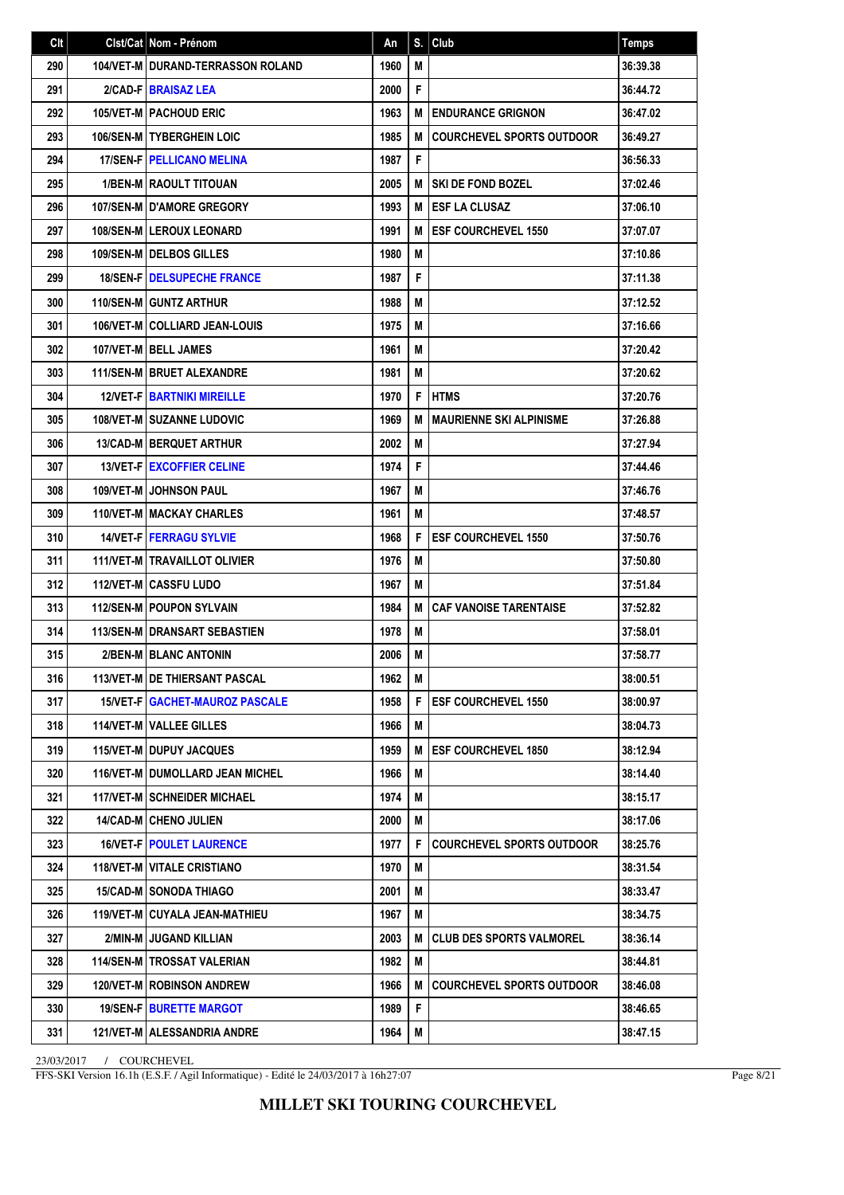| Clt | Clst/Cat | Nom - Prénom | An | S. | Club | Temps |
|---|---|---|---|---|---|---|
| 290 | 104/VET-M | DURAND-TERRASSON ROLAND | 1960 | M | | 36:39.38 |
| 291 | 2/CAD-F | BRAISAZ LEA | 2000 | F | | 36:44.72 |
| 292 | 105/VET-M | PACHOUD ERIC | 1963 | M | ENDURANCE GRIGNON | 36:47.02 |
| 293 | 106/SEN-M | TYBERGHEIN LOIC | 1985 | M | COURCHEVEL SPORTS OUTDOOR | 36:49.27 |
| 294 | 17/SEN-F | PELLICANO MELINA | 1987 | F | | 36:56.33 |
| 295 | 1/BEN-M | RAOULT TITOUAN | 2005 | M | SKI DE FOND BOZEL | 37:02.46 |
| 296 | 107/SEN-M | D'AMORE GREGORY | 1993 | M | ESF LA CLUSAZ | 37:06.10 |
| 297 | 108/SEN-M | LEROUX LEONARD | 1991 | M | ESF COURCHEVEL 1550 | 37:07.07 |
| 298 | 109/SEN-M | DELBOS GILLES | 1980 | M | | 37:10.86 |
| 299 | 18/SEN-F | DELSUPECHE FRANCE | 1987 | F | | 37:11.38 |
| 300 | 110/SEN-M | GUNTZ ARTHUR | 1988 | M | | 37:12.52 |
| 301 | 106/VET-M | COLLIARD JEAN-LOUIS | 1975 | M | | 37:16.66 |
| 302 | 107/VET-M | BELL JAMES | 1961 | M | | 37:20.42 |
| 303 | 111/SEN-M | BRUET ALEXANDRE | 1981 | M | | 37:20.62 |
| 304 | 12/VET-F | BARTNIKI MIREILLE | 1970 | F | HTMS | 37:20.76 |
| 305 | 108/VET-M | SUZANNE LUDOVIC | 1969 | M | MAURIENNE SKI ALPINISME | 37:26.88 |
| 306 | 13/CAD-M | BERQUET ARTHUR | 2002 | M | | 37:27.94 |
| 307 | 13/VET-F | EXCOFFIER CELINE | 1974 | F | | 37:44.46 |
| 308 | 109/VET-M | JOHNSON PAUL | 1967 | M | | 37:46.76 |
| 309 | 110/VET-M | MACKAY CHARLES | 1961 | M | | 37:48.57 |
| 310 | 14/VET-F | FERRAGU SYLVIE | 1968 | F | ESF COURCHEVEL 1550 | 37:50.76 |
| 311 | 111/VET-M | TRAVAILLOT OLIVIER | 1976 | M | | 37:50.80 |
| 312 | 112/VET-M | CASSFU LUDO | 1967 | M | | 37:51.84 |
| 313 | 112/SEN-M | POUPON SYLVAIN | 1984 | M | CAF VANOISE TARENTAISE | 37:52.82 |
| 314 | 113/SEN-M | DRANSART SEBASTIEN | 1978 | M | | 37:58.01 |
| 315 | 2/BEN-M | BLANC ANTONIN | 2006 | M | | 37:58.77 |
| 316 | 113/VET-M | DE THIERSANT PASCAL | 1962 | M | | 38:00.51 |
| 317 | 15/VET-F | GACHET-MAUROZ PASCALE | 1958 | F | ESF COURCHEVEL 1550 | 38:00.97 |
| 318 | 114/VET-M | VALLEE GILLES | 1966 | M | | 38:04.73 |
| 319 | 115/VET-M | DUPUY JACQUES | 1959 | M | ESF COURCHEVEL 1850 | 38:12.94 |
| 320 | 116/VET-M | DUMOLLARD JEAN MICHEL | 1966 | M | | 38:14.40 |
| 321 | 117/VET-M | SCHNEIDER MICHAEL | 1974 | M | | 38:15.17 |
| 322 | 14/CAD-M | CHENO JULIEN | 2000 | M | | 38:17.06 |
| 323 | 16/VET-F | POULET LAURENCE | 1977 | F | COURCHEVEL SPORTS OUTDOOR | 38:25.76 |
| 324 | 118/VET-M | VITALE CRISTIANO | 1970 | M | | 38:31.54 |
| 325 | 15/CAD-M | SONODA THIAGO | 2001 | M | | 38:33.47 |
| 326 | 119/VET-M | CUYALA JEAN-MATHIEU | 1967 | M | | 38:34.75 |
| 327 | 2/MIN-M | JUGAND KILLIAN | 2003 | M | CLUB DES SPORTS VALMOREL | 38:36.14 |
| 328 | 114/SEN-M | TROSSAT VALERIAN | 1982 | M | | 38:44.81 |
| 329 | 120/VET-M | ROBINSON ANDREW | 1966 | M | COURCHEVEL SPORTS OUTDOOR | 38:46.08 |
| 330 | 19/SEN-F | BURETTE MARGOT | 1989 | F | | 38:46.65 |
| 331 | 121/VET-M | ALESSANDRIA ANDRE | 1964 | M | | 38:47.15 |

23/03/2017 / COURCHEVEL

FFS-SKI Version 16.1h (E.S.F. / Agil Informatique) - Edité le 24/03/2017 à 16h27:07

**MILLET SKI TOURING COURCHEVEL**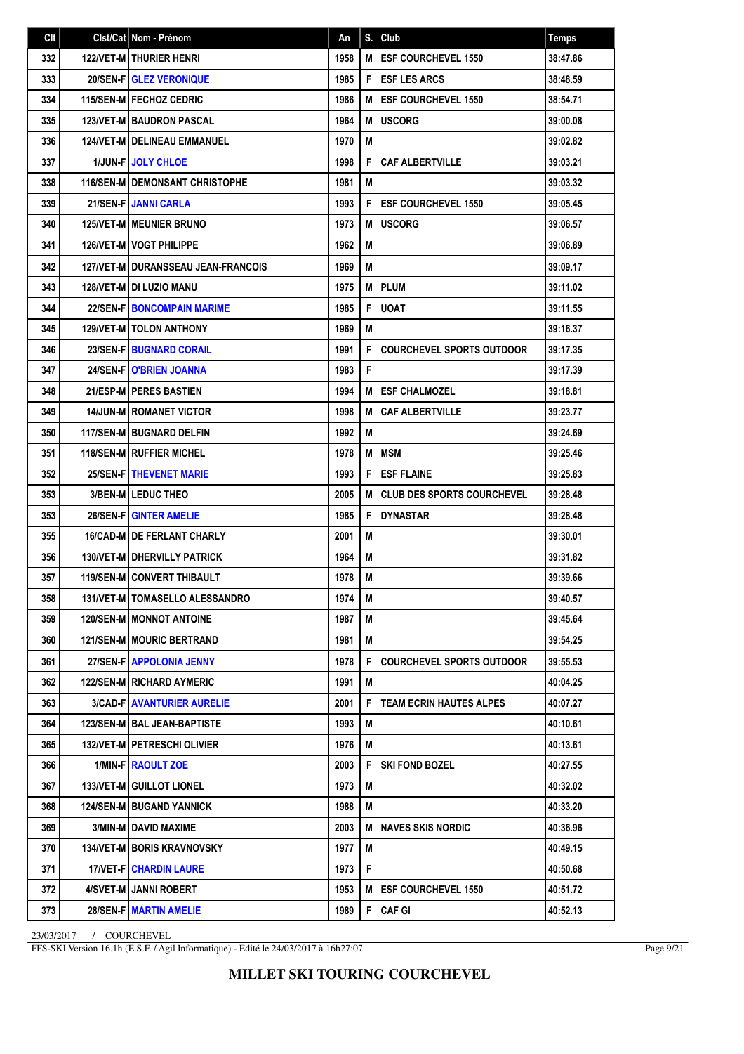| Clt | Clst/Cat | Nom - Prénom | An | S. | Club | Temps |
|---|---|---|---|---|---|---|
| 332 | 122/VET-M | THURIER HENRI | 1958 | M | ESF COURCHEVEL 1550 | 38:47.86 |
| 333 | 20/SEN-F | GLEZ VERONIQUE | 1985 | F | ESF LES ARCS | 38:48.59 |
| 334 | 115/SEN-M | FECHOZ CEDRIC | 1986 | M | ESF COURCHEVEL 1550 | 38:54.71 |
| 335 | 123/VET-M | BAUDRON PASCAL | 1964 | M | USCORG | 39:00.08 |
| 336 | 124/VET-M | DELINEAU EMMANUEL | 1970 | M | | 39:02.82 |
| 337 | 1/JUN-F | JOLY CHLOE | 1998 | F | CAF ALBERTVILLE | 39:03.21 |
| 338 | 116/SEN-M | DEMONSANT CHRISTOPHE | 1981 | M | | 39:03.32 |
| 339 | 21/SEN-F | JANNI CARLA | 1993 | F | ESF COURCHEVEL 1550 | 39:05.45 |
| 340 | 125/VET-M | MEUNIER BRUNO | 1973 | M | USCORG | 39:06.57 |
| 341 | 126/VET-M | VOGT PHILIPPE | 1962 | M | | 39:06.89 |
| 342 | 127/VET-M | DURANSSEAU JEAN-FRANCOIS | 1969 | M | | 39:09.17 |
| 343 | 128/VET-M | DI LUZIO MANU | 1975 | M | PLUM | 39:11.02 |
| 344 | 22/SEN-F | BONCOMPAIN MARIME | 1985 | F | UOAT | 39:11.55 |
| 345 | 129/VET-M | TOLON ANTHONY | 1969 | M | | 39:16.37 |
| 346 | 23/SEN-F | BUGNARD CORAIL | 1991 | F | COURCHEVEL SPORTS OUTDOOR | 39:17.35 |
| 347 | 24/SEN-F | O'BRIEN JOANNA | 1983 | F | | 39:17.39 |
| 348 | 21/ESP-M | PERES BASTIEN | 1994 | M | ESF CHALMOZEL | 39:18.81 |
| 349 | 14/JUN-M | ROMANET VICTOR | 1998 | M | CAF ALBERTVILLE | 39:23.77 |
| 350 | 117/SEN-M | BUGNARD DELFIN | 1992 | M | | 39:24.69 |
| 351 | 118/SEN-M | RUFFIER MICHEL | 1978 | M | MSM | 39:25.46 |
| 352 | 25/SEN-F | THEVENET MARIE | 1993 | F | ESF FLAINE | 39:25.83 |
| 353 | 3/BEN-M | LEDUC THEO | 2005 | M | CLUB DES SPORTS COURCHEVEL | 39:28.48 |
| 353 | 26/SEN-F | GINTER AMELIE | 1985 | F | DYNASTAR | 39:28.48 |
| 355 | 16/CAD-M | DE FERLANT CHARLY | 2001 | M | | 39:30.01 |
| 356 | 130/VET-M | DHERVILLY PATRICK | 1964 | M | | 39:31.82 |
| 357 | 119/SEN-M | CONVERT THIBAULT | 1978 | M | | 39:39.66 |
| 358 | 131/VET-M | TOMASELLO ALESSANDRO | 1974 | M | | 39:40.57 |
| 359 | 120/SEN-M | MONNOT ANTOINE | 1987 | M | | 39:45.64 |
| 360 | 121/SEN-M | MOURIC BERTRAND | 1981 | M | | 39:54.25 |
| 361 | 27/SEN-F | APPOLONIA JENNY | 1978 | F | COURCHEVEL SPORTS OUTDOOR | 39:55.53 |
| 362 | 122/SEN-M | RICHARD AYMERIC | 1991 | M | | 40:04.25 |
| 363 | 3/CAD-F | AVANTURIER AURELIE | 2001 | F | TEAM ECRIN HAUTES ALPES | 40:07.27 |
| 364 | 123/SEN-M | BAL JEAN-BAPTISTE | 1993 | M | | 40:10.61 |
| 365 | 132/VET-M | PETRESCHI OLIVIER | 1976 | M | | 40:13.61 |
| 366 | 1/MIN-F | RAOULT ZOE | 2003 | F | SKI FOND BOZEL | 40:27.55 |
| 367 | 133/VET-M | GUILLOT LIONEL | 1973 | M | | 40:32.02 |
| 368 | 124/SEN-M | BUGAND YANNICK | 1988 | M | | 40:33.20 |
| 369 | 3/MIN-M | DAVID MAXIME | 2003 | M | NAVES SKIS NORDIC | 40:36.96 |
| 370 | 134/VET-M | BORIS KRAVNOVSKY | 1977 | M | | 40:49.15 |
| 371 | 17/VET-F | CHARDIN LAURE | 1973 | F | | 40:50.68 |
| 372 | 4/SVET-M | JANNI ROBERT | 1953 | M | ESF COURCHEVEL 1550 | 40:51.72 |
| 373 | 28/SEN-F | MARTIN AMELIE | 1989 | F | CAF GI | 40:52.13 |

23/03/2017 / COURCHEVEL

FFS-SKI Version 16.1h (E.S.F. / Agil Informatique) - Edité le 24/03/2017 à 16h27:07

**MILLET SKI TOURING COURCHEVEL**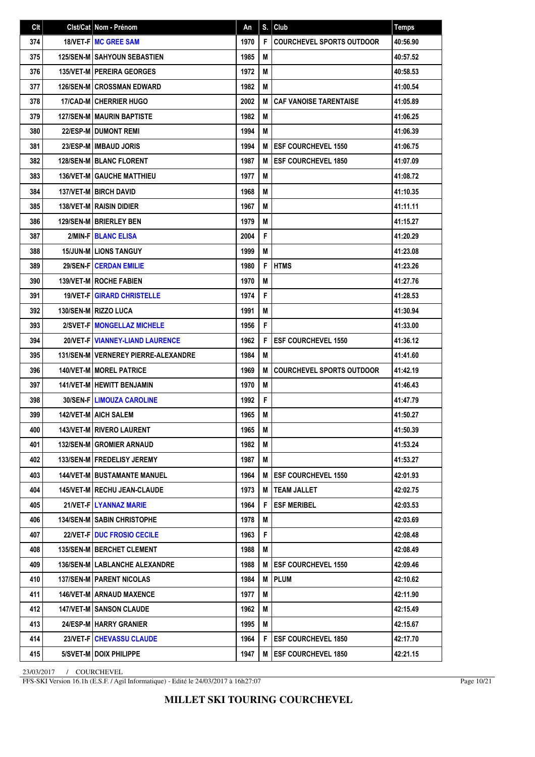| Clt | Clst/Cat | Nom - Prénom | An | S. | Club | Temps |
|---|---|---|---|---|---|---|
| 374 | 18/VET-F | MC GREE SAM | 1970 | F | COURCHEVEL SPORTS OUTDOOR | 40:56.90 |
| 375 | 125/SEN-M | SAHYOUN SEBASTIEN | 1985 | M | | 40:57.52 |
| 376 | 135/VET-M | PEREIRA GEORGES | 1972 | M | | 40:58.53 |
| 377 | 126/SEN-M | CROSSMAN EDWARD | 1982 | M | | 41:00.54 |
| 378 | 17/CAD-M | CHERRIER HUGO | 2002 | M | CAF VANOISE TARENTAISE | 41:05.89 |
| 379 | 127/SEN-M | MAURIN BAPTISTE | 1982 | M | | 41:06.25 |
| 380 | 22/ESP-M | DUMONT REMI | 1994 | M | | 41:06.39 |
| 381 | 23/ESP-M | IMBAUD JORIS | 1994 | M | ESF COURCHEVEL 1550 | 41:06.75 |
| 382 | 128/SEN-M | BLANC FLORENT | 1987 | M | ESF COURCHEVEL 1850 | 41:07.09 |
| 383 | 136/VET-M | GAUCHE MATTHIEU | 1977 | M | | 41:08.72 |
| 384 | 137/VET-M | BIRCH DAVID | 1968 | M | | 41:10.35 |
| 385 | 138/VET-M | RAISIN DIDIER | 1967 | M | | 41:11.11 |
| 386 | 129/SEN-M | BRIERLEY BEN | 1979 | M | | 41:15.27 |
| 387 | 2/MIN-F | BLANC ELISA | 2004 | F | | 41:20.29 |
| 388 | 15/JUN-M | LIONS TANGUY | 1999 | M | | 41:23.08 |
| 389 | 29/SEN-F | CERDAN EMILIE | 1980 | F | HTMS | 41:23.26 |
| 390 | 139/VET-M | ROCHE FABIEN | 1970 | M | | 41:27.76 |
| 391 | 19/VET-F | GIRARD CHRISTELLE | 1974 | F | | 41:28.53 |
| 392 | 130/SEN-M | RIZZO LUCA | 1991 | M | | 41:30.94 |
| 393 | 2/SVET-F | MONGELLAZ MICHELE | 1956 | F | | 41:33.00 |
| 394 | 20/VET-F | VIANNEY-LIAND LAURENCE | 1962 | F | ESF COURCHEVEL 1550 | 41:36.12 |
| 395 | 131/SEN-M | VERNEREY PIERRE-ALEXANDRE | 1984 | M | | 41:41.60 |
| 396 | 140/VET-M | MOREL PATRICE | 1969 | M | COURCHEVEL SPORTS OUTDOOR | 41:42.19 |
| 397 | 141/VET-M | HEWITT BENJAMIN | 1970 | M | | 41:46.43 |
| 398 | 30/SEN-F | LIMOUZA CAROLINE | 1992 | F | | 41:47.79 |
| 399 | 142/VET-M | AICH SALEM | 1965 | M | | 41:50.27 |
| 400 | 143/VET-M | RIVERO LAURENT | 1965 | M | | 41:50.39 |
| 401 | 132/SEN-M | GROMIER ARNAUD | 1982 | M | | 41:53.24 |
| 402 | 133/SEN-M | FREDELISY JEREMY | 1987 | M | | 41:53.27 |
| 403 | 144/VET-M | BUSTAMANTE MANUEL | 1964 | M | ESF COURCHEVEL 1550 | 42:01.93 |
| 404 | 145/VET-M | RECHU JEAN-CLAUDE | 1973 | M | TEAM JALLET | 42:02.75 |
| 405 | 21/VET-F | LYANNAZ MARIE | 1964 | F | ESF MERIBEL | 42:03.53 |
| 406 | 134/SEN-M | SABIN CHRISTOPHE | 1978 | M | | 42:03.69 |
| 407 | 22/VET-F | DUC FROSIO CECILE | 1963 | F | | 42:08.48 |
| 408 | 135/SEN-M | BERCHET CLEMENT | 1988 | M | | 42:08.49 |
| 409 | 136/SEN-M | LABLANCHE ALEXANDRE | 1988 | M | ESF COURCHEVEL 1550 | 42:09.46 |
| 410 | 137/SEN-M | PARENT NICOLAS | 1984 | M | PLUM | 42:10.62 |
| 411 | 146/VET-M | ARNAUD MAXENCE | 1977 | M | | 42:11.90 |
| 412 | 147/VET-M | SANSON CLAUDE | 1962 | M | | 42:15.49 |
| 413 | 24/ESP-M | HARRY GRANIER | 1995 | M | | 42:15.67 |
| 414 | 23/VET-F | CHEVASSU CLAUDE | 1964 | F | ESF COURCHEVEL 1850 | 42:17.70 |
| 415 | 5/SVET-M | DOIX PHILIPPE | 1947 | M | ESF COURCHEVEL 1850 | 42:21.15 |

23/03/2017 / COURCHEVEL

FFS-SKI Version 16.1h (E.S.F. / Agil Informatique) - Edité le 24/03/2017 à 16h27:07

**MILLET SKI TOURING COURCHEVEL**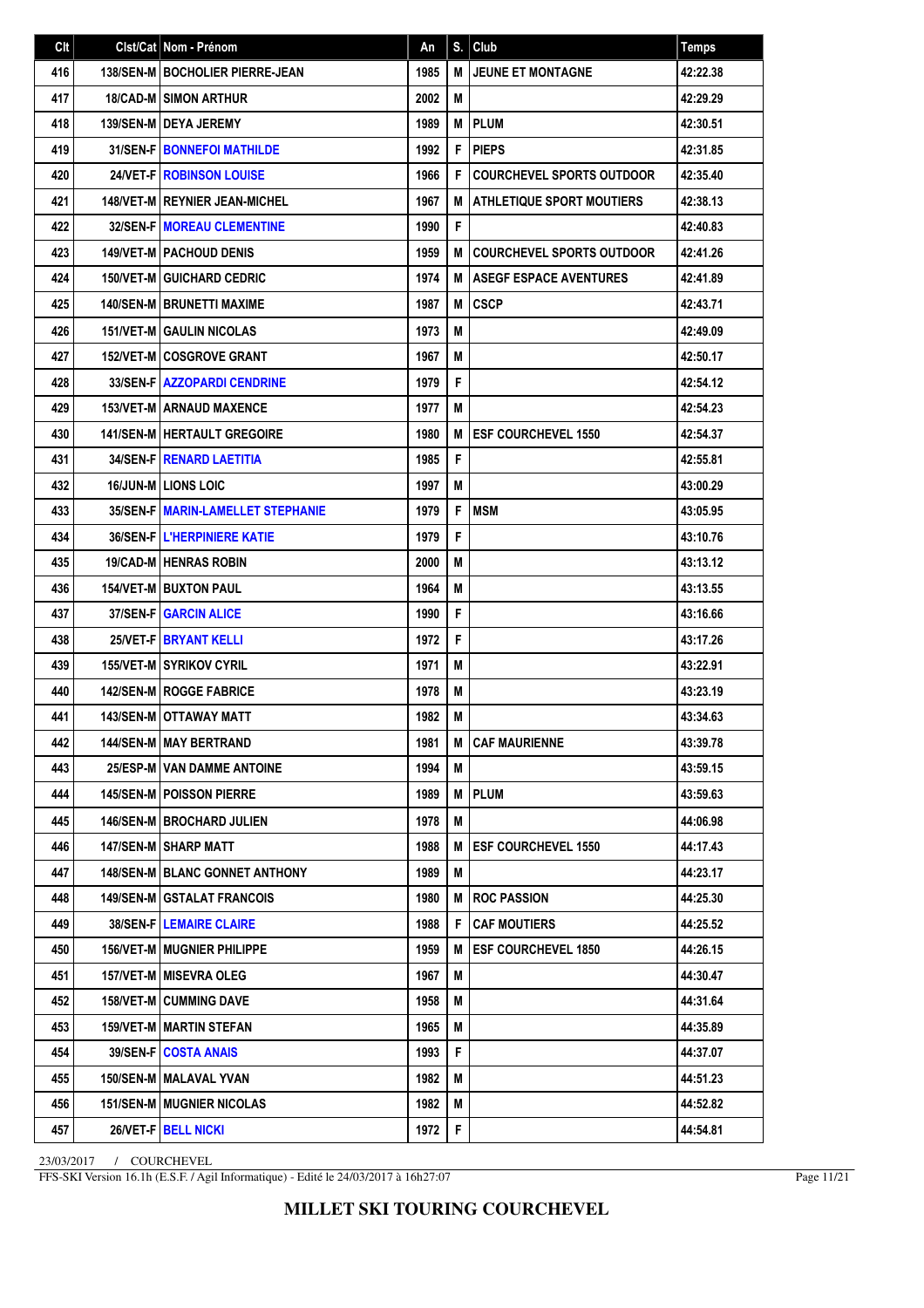| Clt | Clst/Cat | Nom - Prénom | An | S. | Club | Temps |
|---|---|---|---|---|---|---|
| 416 | 138/SEN-M | BOCHOLIER PIERRE-JEAN | 1985 | M | JEUNE ET MONTAGNE | 42:22.38 |
| 417 | 18/CAD-M | SIMON ARTHUR | 2002 | M | | 42:29.29 |
| 418 | 139/SEN-M | DEYA JEREMY | 1989 | M | PLUM | 42:30.51 |
| 419 | 31/SEN-F | BONNEFOI MATHILDE | 1992 | F | PIEPS | 42:31.85 |
| 420 | 24/VET-F | ROBINSON LOUISE | 1966 | F | COURCHEVEL SPORTS OUTDOOR | 42:35.40 |
| 421 | 148/VET-M | REYNIER JEAN-MICHEL | 1967 | M | ATHLETIQUE SPORT MOUTIERS | 42:38.13 |
| 422 | 32/SEN-F | MOREAU CLEMENTINE | 1990 | F | | 42:40.83 |
| 423 | 149/VET-M | PACHOUD DENIS | 1959 | M | COURCHEVEL SPORTS OUTDOOR | 42:41.26 |
| 424 | 150/VET-M | GUICHARD CEDRIC | 1974 | M | ASEGF ESPACE AVENTURES | 42:41.89 |
| 425 | 140/SEN-M | BRUNETTI MAXIME | 1987 | M | CSCP | 42:43.71 |
| 426 | 151/VET-M | GAULIN NICOLAS | 1973 | M | | 42:49.09 |
| 427 | 152/VET-M | COSGROVE GRANT | 1967 | M | | 42:50.17 |
| 428 | 33/SEN-F | AZZOPARDI CENDRINE | 1979 | F | | 42:54.12 |
| 429 | 153/VET-M | ARNAUD MAXENCE | 1977 | M | | 42:54.23 |
| 430 | 141/SEN-M | HERTAULT GREGOIRE | 1980 | M | ESF COURCHEVEL 1550 | 42:54.37 |
| 431 | 34/SEN-F | RENARD LAETITIA | 1985 | F | | 42:55.81 |
| 432 | 16/JUN-M | LIONS LOIC | 1997 | M | | 43:00.29 |
| 433 | 35/SEN-F | MARIN-LAMELLET STEPHANIE | 1979 | F | MSM | 43:05.95 |
| 434 | 36/SEN-F | L'HERPINIERE KATIE | 1979 | F | | 43:10.76 |
| 435 | 19/CAD-M | HENRAS ROBIN | 2000 | M | | 43:13.12 |
| 436 | 154/VET-M | BUXTON PAUL | 1964 | M | | 43:13.55 |
| 437 | 37/SEN-F | GARCIN ALICE | 1990 | F | | 43:16.66 |
| 438 | 25/VET-F | BRYANT KELLI | 1972 | F | | 43:17.26 |
| 439 | 155/VET-M | SYRIKOV CYRIL | 1971 | M | | 43:22.91 |
| 440 | 142/SEN-M | ROGGE FABRICE | 1978 | M | | 43:23.19 |
| 441 | 143/SEN-M | OTTAWAY MATT | 1982 | M | | 43:34.63 |
| 442 | 144/SEN-M | MAY BERTRAND | 1981 | M | CAF MAURIENNE | 43:39.78 |
| 443 | 25/ESP-M | VAN DAMME ANTOINE | 1994 | M | | 43:59.15 |
| 444 | 145/SEN-M | POISSON PIERRE | 1989 | M | PLUM | 43:59.63 |
| 445 | 146/SEN-M | BROCHARD JULIEN | 1978 | M | | 44:06.98 |
| 446 | 147/SEN-M | SHARP MATT | 1988 | M | ESF COURCHEVEL 1550 | 44:17.43 |
| 447 | 148/SEN-M | BLANC GONNET ANTHONY | 1989 | M | | 44:23.17 |
| 448 | 149/SEN-M | GSTALAT FRANCOIS | 1980 | M | ROC PASSION | 44:25.30 |
| 449 | 38/SEN-F | LEMAIRE CLAIRE | 1988 | F | CAF MOUTIERS | 44:25.52 |
| 450 | 156/VET-M | MUGNIER PHILIPPE | 1959 | M | ESF COURCHEVEL 1850 | 44:26.15 |
| 451 | 157/VET-M | MISEVRA OLEG | 1967 | M | | 44:30.47 |
| 452 | 158/VET-M | CUMMING DAVE | 1958 | M | | 44:31.64 |
| 453 | 159/VET-M | MARTIN STEFAN | 1965 | M | | 44:35.89 |
| 454 | 39/SEN-F | COSTA ANAIS | 1993 | F | | 44:37.07 |
| 455 | 150/SEN-M | MALAVAL YVAN | 1982 | M | | 44:51.23 |
| 456 | 151/SEN-M | MUGNIER NICOLAS | 1982 | M | | 44:52.82 |
| 457 | 26/VET-F | BELL NICKI | 1972 | F | | 44:54.81 |

23/03/2017 / COURCHEVEL

FFS-SKI Version 16.1h (E.S.F. / Agil Informatique) - Edité le 24/03/2017 à 16h27:07

**MILLET SKI TOURING COURCHEVEL**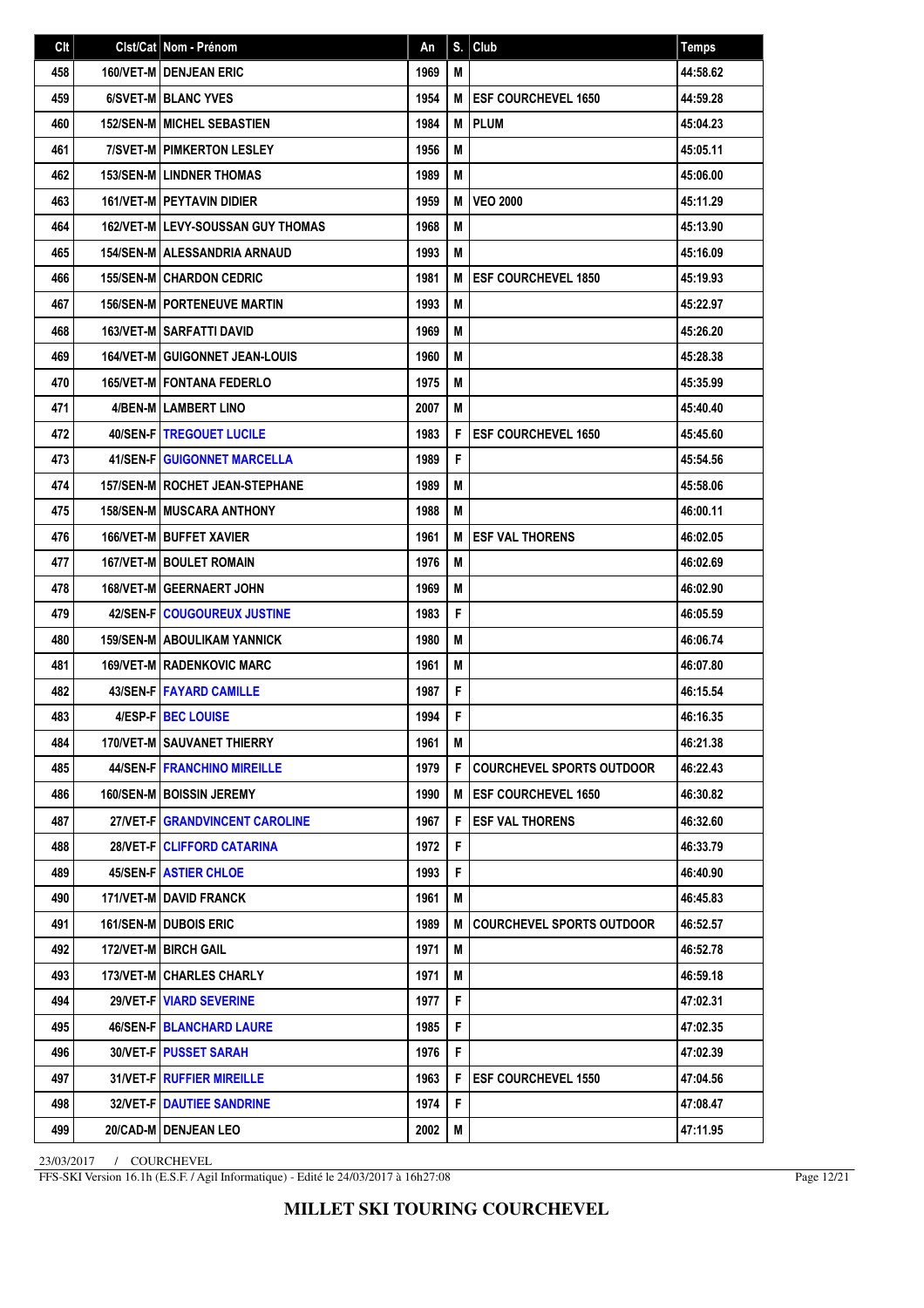| Clt | Clst/Cat | Nom - Prénom | An | S. | Club | Temps |
|---|---|---|---|---|---|---|
| 458 | 160/VET-M | DENJEAN ERIC | 1969 | M | | 44:58.62 |
| 459 | 6/SVET-M | BLANC YVES | 1954 | M | ESF COURCHEVEL 1650 | 44:59.28 |
| 460 | 152/SEN-M | MICHEL SEBASTIEN | 1984 | M | PLUM | 45:04.23 |
| 461 | 7/SVET-M | PIMKERTON LESLEY | 1956 | M | | 45:05.11 |
| 462 | 153/SEN-M | LINDNER THOMAS | 1989 | M | | 45:06.00 |
| 463 | 161/VET-M | PEYTAVIN DIDIER | 1959 | M | VEO 2000 | 45:11.29 |
| 464 | 162/VET-M | LEVY-SOUSSAN GUY THOMAS | 1968 | M | | 45:13.90 |
| 465 | 154/SEN-M | ALESSANDRIA ARNAUD | 1993 | M | | 45:16.09 |
| 466 | 155/SEN-M | CHARDON CEDRIC | 1981 | M | ESF COURCHEVEL 1850 | 45:19.93 |
| 467 | 156/SEN-M | PORTENEUVE MARTIN | 1993 | M | | 45:22.97 |
| 468 | 163/VET-M | SARFATTI DAVID | 1969 | M | | 45:26.20 |
| 469 | 164/VET-M | GUIGONNET JEAN-LOUIS | 1960 | M | | 45:28.38 |
| 470 | 165/VET-M | FONTANA FEDERLO | 1975 | M | | 45:35.99 |
| 471 | 4/BEN-M | LAMBERT LINO | 2007 | M | | 45:40.40 |
| 472 | 40/SEN-F | TREGOUET LUCILE | 1983 | F | ESF COURCHEVEL 1650 | 45:45.60 |
| 473 | 41/SEN-F | GUIGONNET MARCELLA | 1989 | F | | 45:54.56 |
| 474 | 157/SEN-M | ROCHET JEAN-STEPHANE | 1989 | M | | 45:58.06 |
| 475 | 158/SEN-M | MUSCARA ANTHONY | 1988 | M | | 46:00.11 |
| 476 | 166/VET-M | BUFFET XAVIER | 1961 | M | ESF VAL THORENS | 46:02.05 |
| 477 | 167/VET-M | BOULET ROMAIN | 1976 | M | | 46:02.69 |
| 478 | 168/VET-M | GEERNAERT JOHN | 1969 | M | | 46:02.90 |
| 479 | 42/SEN-F | COUGOUREUX JUSTINE | 1983 | F | | 46:05.59 |
| 480 | 159/SEN-M | ABOULIKAM YANNICK | 1980 | M | | 46:06.74 |
| 481 | 169/VET-M | RADENKOVIC MARC | 1961 | M | | 46:07.80 |
| 482 | 43/SEN-F | FAYARD CAMILLE | 1987 | F | | 46:15.54 |
| 483 | 4/ESP-F | BEC LOUISE | 1994 | F | | 46:16.35 |
| 484 | 170/VET-M | SAUVANET THIERRY | 1961 | M | | 46:21.38 |
| 485 | 44/SEN-F | FRANCHINO MIREILLE | 1979 | F | COURCHEVEL SPORTS OUTDOOR | 46:22.43 |
| 486 | 160/SEN-M | BOISSIN JEREMY | 1990 | M | ESF COURCHEVEL 1650 | 46:30.82 |
| 487 | 27/VET-F | GRANDVINCENT CAROLINE | 1967 | F | ESF VAL THORENS | 46:32.60 |
| 488 | 28/VET-F | CLIFFORD CATARINA | 1972 | F | | 46:33.79 |
| 489 | 45/SEN-F | ASTIER CHLOE | 1993 | F | | 46:40.90 |
| 490 | 171/VET-M | DAVID FRANCK | 1961 | M | | 46:45.83 |
| 491 | 161/SEN-M | DUBOIS ERIC | 1989 | M | COURCHEVEL SPORTS OUTDOOR | 46:52.57 |
| 492 | 172/VET-M | BIRCH GAIL | 1971 | M | | 46:52.78 |
| 493 | 173/VET-M | CHARLES CHARLY | 1971 | M | | 46:59.18 |
| 494 | 29/VET-F | VIARD SEVERINE | 1977 | F | | 47:02.31 |
| 495 | 46/SEN-F | BLANCHARD LAURE | 1985 | F | | 47:02.35 |
| 496 | 30/VET-F | PUSSET SARAH | 1976 | F | | 47:02.39 |
| 497 | 31/VET-F | RUFFIER MIREILLE | 1963 | F | ESF COURCHEVEL 1550 | 47:04.56 |
| 498 | 32/VET-F | DAUTIEE SANDRINE | 1974 | F | | 47:08.47 |
| 499 | 20/CAD-M | DENJEAN LEO | 2002 | M | | 47:11.95 |

23/03/2017 / COURCHEVEL

FFS-SKI Version 16.1h (E.S.F. / Agil Informatique) - Edité le 24/03/2017 à 16h27:08

**MILLET SKI TOURING COURCHEVEL**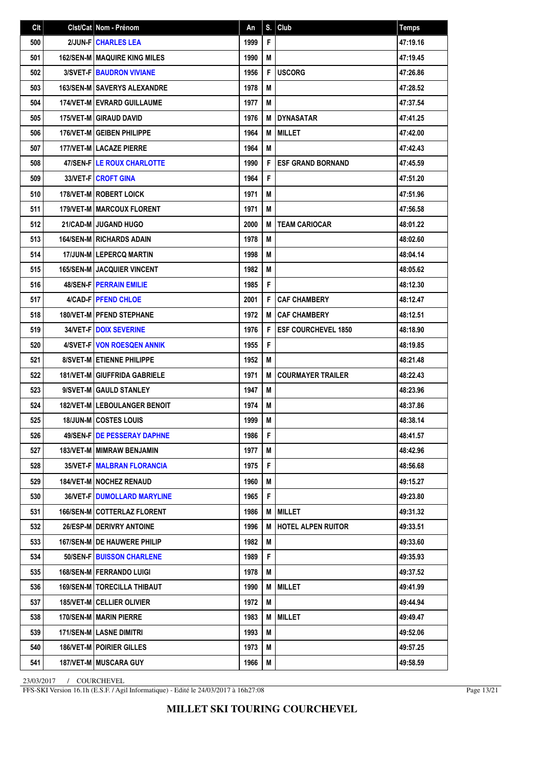| Clt | Clst/Cat | Nom - Prénom | An | S. | Club | Temps |
|---|---|---|---|---|---|---|
| 500 | 2/JUN-F | CHARLES LEA | 1999 | F | | 47:19.16 |
| 501 | 162/SEN-M | MAQUIRE KING MILES | 1990 | M | | 47:19.45 |
| 502 | 3/SVET-F | BAUDRON VIVIANE | 1956 | F | USCORG | 47:26.86 |
| 503 | 163/SEN-M | SAVERYS ALEXANDRE | 1978 | M | | 47:28.52 |
| 504 | 174/VET-M | EVRARD GUILLAUME | 1977 | M | | 47:37.54 |
| 505 | 175/VET-M | GIRAUD DAVID | 1976 | M | DYNASATAR | 47:41.25 |
| 506 | 176/VET-M | GEIBEN PHILIPPE | 1964 | M | MILLET | 47:42.00 |
| 507 | 177/VET-M | LACAZE PIERRE | 1964 | M | | 47:42.43 |
| 508 | 47/SEN-F | LE ROUX CHARLOTTE | 1990 | F | ESF GRAND BORNAND | 47:45.59 |
| 509 | 33/VET-F | CROFT GINA | 1964 | F | | 47:51.20 |
| 510 | 178/VET-M | ROBERT LOICK | 1971 | M | | 47:51.96 |
| 511 | 179/VET-M | MARCOUX FLORENT | 1971 | M | | 47:56.58 |
| 512 | 21/CAD-M | JUGAND HUGO | 2000 | M | TEAM CARIOCAR | 48:01.22 |
| 513 | 164/SEN-M | RICHARDS ADAIN | 1978 | M | | 48:02.60 |
| 514 | 17/JUN-M | LEPERCQ MARTIN | 1998 | M | | 48:04.14 |
| 515 | 165/SEN-M | JACQUIER VINCENT | 1982 | M | | 48:05.62 |
| 516 | 48/SEN-F | PERRAIN EMILIE | 1985 | F | | 48:12.30 |
| 517 | 4/CAD-F | PFEND CHLOE | 2001 | F | CAF CHAMBERY | 48:12.47 |
| 518 | 180/VET-M | PFEND STEPHANE | 1972 | M | CAF CHAMBERY | 48:12.51 |
| 519 | 34/VET-F | DOIX SEVERINE | 1976 | F | ESF COURCHEVEL 1850 | 48:18.90 |
| 520 | 4/SVET-F | VON ROESQEN ANNIK | 1955 | F | | 48:19.85 |
| 521 | 8/SVET-M | ETIENNE PHILIPPE | 1952 | M | | 48:21.48 |
| 522 | 181/VET-M | GIUFFRIDA GABRIELE | 1971 | M | COURMAYER TRAILER | 48:22.43 |
| 523 | 9/SVET-M | GAULD STANLEY | 1947 | M | | 48:23.96 |
| 524 | 182/VET-M | LEBOULANGER BENOIT | 1974 | M | | 48:37.86 |
| 525 | 18/JUN-M | COSTES LOUIS | 1999 | M | | 48:38.14 |
| 526 | 49/SEN-F | DE PESSERAY DAPHNE | 1986 | F | | 48:41.57 |
| 527 | 183/VET-M | MIMRAW BENJAMIN | 1977 | M | | 48:42.96 |
| 528 | 35/VET-F | MALBRAN FLORANCIA | 1975 | F | | 48:56.68 |
| 529 | 184/VET-M | NOCHEZ RENAUD | 1960 | M | | 49:15.27 |
| 530 | 36/VET-F | DUMOLLARD MARYLINE | 1965 | F | | 49:23.80 |
| 531 | 166/SEN-M | COTTERLAZ FLORENT | 1986 | M | MILLET | 49:31.32 |
| 532 | 26/ESP-M | DERIVRY ANTOINE | 1996 | M | HOTEL ALPEN RUITOR | 49:33.51 |
| 533 | 167/SEN-M | DE HAUWERE PHILIP | 1982 | M | | 49:33.60 |
| 534 | 50/SEN-F | BUISSON CHARLENE | 1989 | F | | 49:35.93 |
| 535 | 168/SEN-M | FERRANDO LUIGI | 1978 | M | | 49:37.52 |
| 536 | 169/SEN-M | TORECILLA THIBAUT | 1990 | M | MILLET | 49:41.99 |
| 537 | 185/VET-M | CELLIER OLIVIER | 1972 | M | | 49:44.94 |
| 538 | 170/SEN-M | MARIN PIERRE | 1983 | M | MILLET | 49:49.47 |
| 539 | 171/SEN-M | LASNE DIMITRI | 1993 | M | | 49:52.06 |
| 540 | 186/VET-M | POIRIER GILLES | 1973 | M | | 49:57.25 |
| 541 | 187/VET-M | MUSCARA GUY | 1966 | M | | 49:58.59 |

23/03/2017 / COURCHEVEL

FFS-SKI Version 16.1h (E.S.F. / Agil Informatique) - Edité le 24/03/2017 à 16h27:08

**MILLET SKI TOURING COURCHEVEL**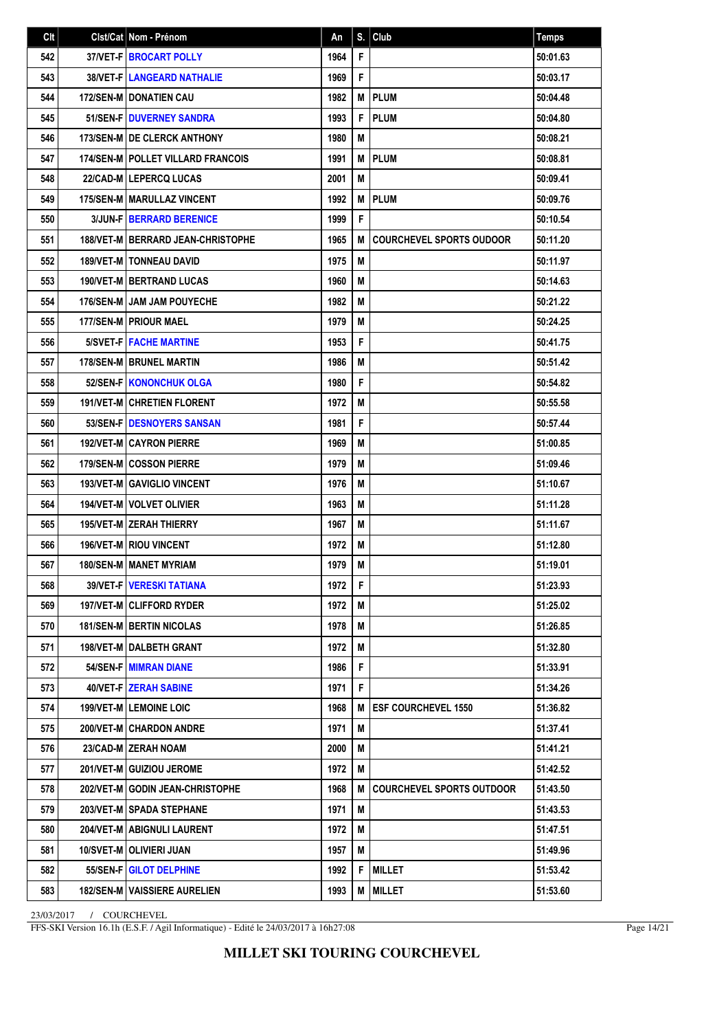| Clt | Clst/Cat | Nom - Prénom | An | S. | Club | Temps |
|---|---|---|---|---|---|---|
| 542 | 37/VET-F | BROCART POLLY | 1964 | F | | 50:01.63 |
| 543 | 38/VET-F | LANGEARD NATHALIE | 1969 | F | | 50:03.17 |
| 544 | 172/SEN-M | DONATIEN CAU | 1982 | M | PLUM | 50:04.48 |
| 545 | 51/SEN-F | DUVERNEY SANDRA | 1993 | F | PLUM | 50:04.80 |
| 546 | 173/SEN-M | DE CLERCK ANTHONY | 1980 | M | | 50:08.21 |
| 547 | 174/SEN-M | POLLET VILLARD FRANCOIS | 1991 | M | PLUM | 50:08.81 |
| 548 | 22/CAD-M | LEPERCQ LUCAS | 2001 | M | | 50:09.41 |
| 549 | 175/SEN-M | MARULLAZ VINCENT | 1992 | M | PLUM | 50:09.76 |
| 550 | 3/JUN-F | BERRARD BERENICE | 1999 | F | | 50:10.54 |
| 551 | 188/VET-M | BERRARD JEAN-CHRISTOPHE | 1965 | M | COURCHEVEL SPORTS OUDOOR | 50:11.20 |
| 552 | 189/VET-M | TONNEAU DAVID | 1975 | M | | 50:11.97 |
| 553 | 190/VET-M | BERTRAND LUCAS | 1960 | M | | 50:14.63 |
| 554 | 176/SEN-M | JAM JAM POUYECHE | 1982 | M | | 50:21.22 |
| 555 | 177/SEN-M | PRIOUR MAEL | 1979 | M | | 50:24.25 |
| 556 | 5/SVET-F | FACHE MARTINE | 1953 | F | | 50:41.75 |
| 557 | 178/SEN-M | BRUNEL MARTIN | 1986 | M | | 50:51.42 |
| 558 | 52/SEN-F | KONONCHUK OLGA | 1980 | F | | 50:54.82 |
| 559 | 191/VET-M | CHRETIEN FLORENT | 1972 | M | | 50:55.58 |
| 560 | 53/SEN-F | DESNOYERS SANSAN | 1981 | F | | 50:57.44 |
| 561 | 192/VET-M | CAYRON PIERRE | 1969 | M | | 51:00.85 |
| 562 | 179/SEN-M | COSSON PIERRE | 1979 | M | | 51:09.46 |
| 563 | 193/VET-M | GAVIGLIO VINCENT | 1976 | M | | 51:10.67 |
| 564 | 194/VET-M | VOLVET OLIVIER | 1963 | M | | 51:11.28 |
| 565 | 195/VET-M | ZERAH THIERRY | 1967 | M | | 51:11.67 |
| 566 | 196/VET-M | RIOU VINCENT | 1972 | M | | 51:12.80 |
| 567 | 180/SEN-M | MANET MYRIAM | 1979 | M | | 51:19.01 |
| 568 | 39/VET-F | VERESKI TATIANA | 1972 | F | | 51:23.93 |
| 569 | 197/VET-M | CLIFFORD RYDER | 1972 | M | | 51:25.02 |
| 570 | 181/SEN-M | BERTIN NICOLAS | 1978 | M | | 51:26.85 |
| 571 | 198/VET-M | DALBETH GRANT | 1972 | M | | 51:32.80 |
| 572 | 54/SEN-F | MIMRAN DIANE | 1986 | F | | 51:33.91 |
| 573 | 40/VET-F | ZERAH SABINE | 1971 | F | | 51:34.26 |
| 574 | 199/VET-M | LEMOINE LOIC | 1968 | M | ESF COURCHEVEL 1550 | 51:36.82 |
| 575 | 200/VET-M | CHARDON ANDRE | 1971 | M | | 51:37.41 |
| 576 | 23/CAD-M | ZERAH NOAM | 2000 | M | | 51:41.21 |
| 577 | 201/VET-M | GUIZIOU JEROME | 1972 | M | | 51:42.52 |
| 578 | 202/VET-M | GODIN JEAN-CHRISTOPHE | 1968 | M | COURCHEVEL SPORTS OUTDOOR | 51:43.50 |
| 579 | 203/VET-M | SPADA STEPHANE | 1971 | M | | 51:43.53 |
| 580 | 204/VET-M | ABIGNULI LAURENT | 1972 | M | | 51:47.51 |
| 581 | 10/SVET-M | OLIVIERI JUAN | 1957 | M | | 51:49.96 |
| 582 | 55/SEN-F | GILOT DELPHINE | 1992 | F | MILLET | 51:53.42 |
| 583 | 182/SEN-M | VAISSIERE AURELIEN | 1993 | M | MILLET | 51:53.60 |

23/03/2017 / COURCHEVEL

FFS-SKI Version 16.1h (E.S.F. / Agil Informatique) - Edité le 24/03/2017 à 16h27:08

**MILLET SKI TOURING COURCHEVEL**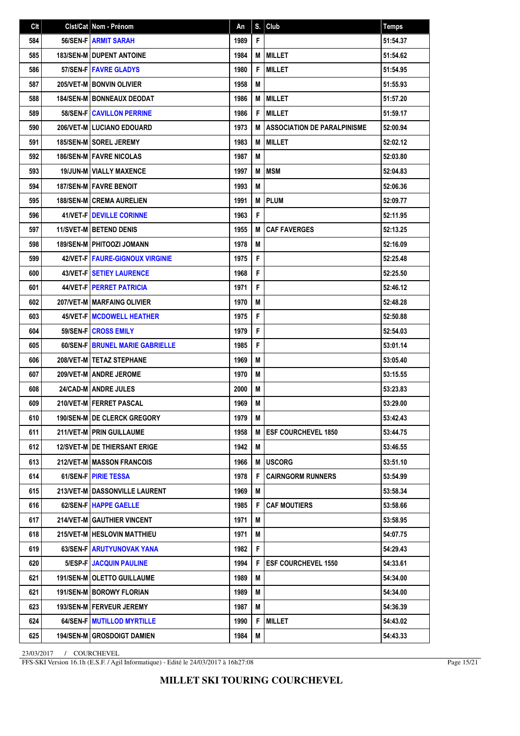| Clt | Clst/Cat | Nom - Prénom | An | S. | Club | Temps |
|---|---|---|---|---|---|---|
| 584 | 56/SEN-F | ARMIT SARAH | 1989 | F | | 51:54.37 |
| 585 | 183/SEN-M | DUPENT ANTOINE | 1984 | M | MILLET | 51:54.62 |
| 586 | 57/SEN-F | FAVRE GLADYS | 1980 | F | MILLET | 51:54.95 |
| 587 | 205/VET-M | BONVIN OLIVIER | 1958 | M | | 51:55.93 |
| 588 | 184/SEN-M | BONNEAUX DEODAT | 1986 | M | MILLET | 51:57.20 |
| 589 | 58/SEN-F | CAVILLON PERRINE | 1986 | F | MILLET | 51:59.17 |
| 590 | 206/VET-M | LUCIANO EDOUARD | 1973 | M | ASSOCIATION DE PARALPINISME | 52:00.94 |
| 591 | 185/SEN-M | SOREL JEREMY | 1983 | M | MILLET | 52:02.12 |
| 592 | 186/SEN-M | FAVRE NICOLAS | 1987 | M | | 52:03.80 |
| 593 | 19/JUN-M | VIALLY MAXENCE | 1997 | M | MSM | 52:04.83 |
| 594 | 187/SEN-M | FAVRE BENOIT | 1993 | M | | 52:06.36 |
| 595 | 188/SEN-M | CREMA AURELIEN | 1991 | M | PLUM | 52:09.77 |
| 596 | 41/VET-F | DEVILLE CORINNE | 1963 | F | | 52:11.95 |
| 597 | 11/SVET-M | BETEND DENIS | 1955 | M | CAF FAVERGES | 52:13.25 |
| 598 | 189/SEN-M | PHITOOZI JOMANN | 1978 | M | | 52:16.09 |
| 599 | 42/VET-F | FAURE-GIGNOUX VIRGINIE | 1975 | F | | 52:25.48 |
| 600 | 43/VET-F | SETIEY LAURENCE | 1968 | F | | 52:25.50 |
| 601 | 44/VET-F | PERRET PATRICIA | 1971 | F | | 52:46.12 |
| 602 | 207/VET-M | MARFAING OLIVIER | 1970 | M | | 52:48.28 |
| 603 | 45/VET-F | MCDOWELL HEATHER | 1975 | F | | 52:50.88 |
| 604 | 59/SEN-F | CROSS EMILY | 1979 | F | | 52:54.03 |
| 605 | 60/SEN-F | BRUNEL MARIE GABRIELLE | 1985 | F | | 53:01.14 |
| 606 | 208/VET-M | TETAZ STEPHANE | 1969 | M | | 53:05.40 |
| 607 | 209/VET-M | ANDRE JEROME | 1970 | M | | 53:15.55 |
| 608 | 24/CAD-M | ANDRE JULES | 2000 | M | | 53:23.83 |
| 609 | 210/VET-M | FERRET PASCAL | 1969 | M | | 53:29.00 |
| 610 | 190/SEN-M | DE CLERCK GREGORY | 1979 | M | | 53:42.43 |
| 611 | 211/VET-M | PRIN GUILLAUME | 1958 | M | ESF COURCHEVEL 1850 | 53:44.75 |
| 612 | 12/SVET-M | DE THIERSANT ERIGE | 1942 | M | | 53:46.55 |
| 613 | 212/VET-M | MASSON FRANCOIS | 1966 | M | USCORG | 53:51.10 |
| 614 | 61/SEN-F | PIRIE TESSA | 1978 | F | CAIRNGORM RUNNERS | 53:54.99 |
| 615 | 213/VET-M | DASSONVILLE LAURENT | 1969 | M | | 53:58.34 |
| 616 | 62/SEN-F | HAPPE GAELLE | 1985 | F | CAF MOUTIERS | 53:58.66 |
| 617 | 214/VET-M | GAUTHIER VINCENT | 1971 | M | | 53:58.95 |
| 618 | 215/VET-M | HESLOVIN MATTHIEU | 1971 | M | | 54:07.75 |
| 619 | 63/SEN-F | ARUTYUNOVAK YANA | 1982 | F | | 54:29.43 |
| 620 | 5/ESP-F | JACQUIN PAULINE | 1994 | F | ESF COURCHEVEL 1550 | 54:33.61 |
| 621 | 191/SEN-M | OLETTO GUILLAUME | 1989 | M | | 54:34.00 |
| 621 | 191/SEN-M | BOROWY FLORIAN | 1989 | M | | 54:34.00 |
| 623 | 193/SEN-M | FERVEUR JEREMY | 1987 | M | | 54:36.39 |
| 624 | 64/SEN-F | MUTILLOD MYRTILLE | 1990 | F | MILLET | 54:43.02 |
| 625 | 194/SEN-M | GROSDOIGT DAMIEN | 1984 | M | | 54:43.33 |

23/03/2017 / COURCHEVEL

FFS-SKI Version 16.1h (E.S.F. / Agil Informatique) - Edité le 24/03/2017 à 16h27:08

**MILLET SKI TOURING COURCHEVEL**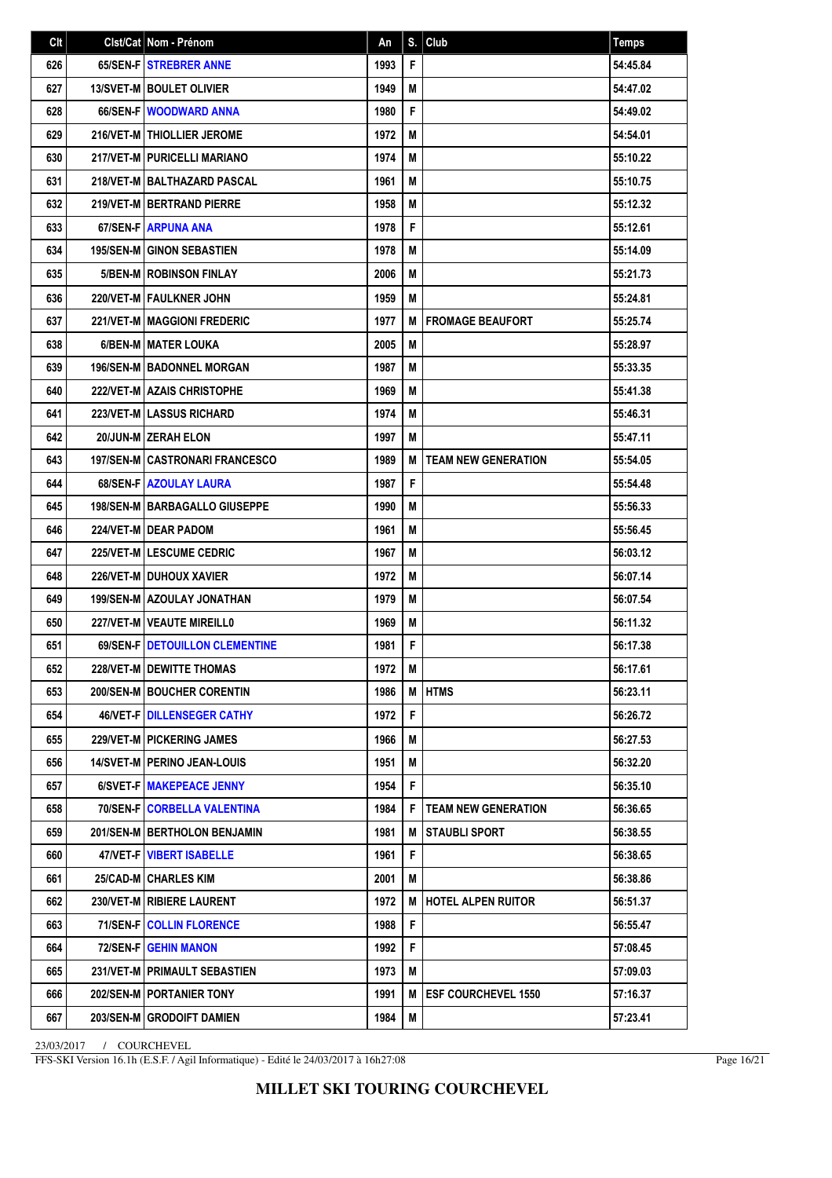| Clt | Clst/Cat | Nom - Prénom | An | S. | Club | Temps |
|---|---|---|---|---|---|---|
| 626 | 65/SEN-F | STREBRER ANNE | 1993 | F | | 54:45.84 |
| 627 | 13/SVET-M | BOULET OLIVIER | 1949 | M | | 54:47.02 |
| 628 | 66/SEN-F | WOODWARD ANNA | 1980 | F | | 54:49.02 |
| 629 | 216/VET-M | THIOLLIER JEROME | 1972 | M | | 54:54.01 |
| 630 | 217/VET-M | PURICELLI MARIANO | 1974 | M | | 55:10.22 |
| 631 | 218/VET-M | BALTHAZARD PASCAL | 1961 | M | | 55:10.75 |
| 632 | 219/VET-M | BERTRAND PIERRE | 1958 | M | | 55:12.32 |
| 633 | 67/SEN-F | ARPUNA ANA | 1978 | F | | 55:12.61 |
| 634 | 195/SEN-M | GINON SEBASTIEN | 1978 | M | | 55:14.09 |
| 635 | 5/BEN-M | ROBINSON FINLAY | 2006 | M | | 55:21.73 |
| 636 | 220/VET-M | FAULKNER JOHN | 1959 | M | | 55:24.81 |
| 637 | 221/VET-M | MAGGIONI FREDERIC | 1977 | M | FROMAGE BEAUFORT | 55:25.74 |
| 638 | 6/BEN-M | MATER LOUKA | 2005 | M | | 55:28.97 |
| 639 | 196/SEN-M | BADONNEL MORGAN | 1987 | M | | 55:33.35 |
| 640 | 222/VET-M | AZAIS CHRISTOPHE | 1969 | M | | 55:41.38 |
| 641 | 223/VET-M | LASSUS RICHARD | 1974 | M | | 55:46.31 |
| 642 | 20/JUN-M | ZERAH ELON | 1997 | M | | 55:47.11 |
| 643 | 197/SEN-M | CASTRONARI FRANCESCO | 1989 | M | TEAM NEW GENERATION | 55:54.05 |
| 644 | 68/SEN-F | AZOULAY LAURA | 1987 | F | | 55:54.48 |
| 645 | 198/SEN-M | BARBAGALLO GIUSEPPE | 1990 | M | | 55:56.33 |
| 646 | 224/VET-M | DEAR PADOM | 1961 | M | | 55:56.45 |
| 647 | 225/VET-M | LESCUME CEDRIC | 1967 | M | | 56:03.12 |
| 648 | 226/VET-M | DUHOUX XAVIER | 1972 | M | | 56:07.14 |
| 649 | 199/SEN-M | AZOULAY JONATHAN | 1979 | M | | 56:07.54 |
| 650 | 227/VET-M | VEAUTE MIREILL0 | 1969 | M | | 56:11.32 |
| 651 | 69/SEN-F | DETOUILLON CLEMENTINE | 1981 | F | | 56:17.38 |
| 652 | 228/VET-M | DEWITTE THOMAS | 1972 | M | | 56:17.61 |
| 653 | 200/SEN-M | BOUCHER CORENTIN | 1986 | M | HTMS | 56:23.11 |
| 654 | 46/VET-F | DILLENSEGER CATHY | 1972 | F | | 56:26.72 |
| 655 | 229/VET-M | PICKERING JAMES | 1966 | M | | 56:27.53 |
| 656 | 14/SVET-M | PERINO JEAN-LOUIS | 1951 | M | | 56:32.20 |
| 657 | 6/SVET-F | MAKEPEACE JENNY | 1954 | F | | 56:35.10 |
| 658 | 70/SEN-F | CORBELLA VALENTINA | 1984 | F | TEAM NEW GENERATION | 56:36.65 |
| 659 | 201/SEN-M | BERTHOLON BENJAMIN | 1981 | M | STAUBLI SPORT | 56:38.55 |
| 660 | 47/VET-F | VIBERT ISABELLE | 1961 | F | | 56:38.65 |
| 661 | 25/CAD-M | CHARLES KIM | 2001 | M | | 56:38.86 |
| 662 | 230/VET-M | RIBIERE LAURENT | 1972 | M | HOTEL ALPEN RUITOR | 56:51.37 |
| 663 | 71/SEN-F | COLLIN FLORENCE | 1988 | F | | 56:55.47 |
| 664 | 72/SEN-F | GEHIN MANON | 1992 | F | | 57:08.45 |
| 665 | 231/VET-M | PRIMAULT SEBASTIEN | 1973 | M | | 57:09.03 |
| 666 | 202/SEN-M | PORTANIER TONY | 1991 | M | ESF COURCHEVEL 1550 | 57:16.37 |
| 667 | 203/SEN-M | GRODOIFT DAMIEN | 1984 | M | | 57:23.41 |

23/03/2017 / COURCHEVEL

FFS-SKI Version 16.1h (E.S.F. / Agil Informatique) - Edité le 24/03/2017 à 16h27:08

**MILLET SKI TOURING COURCHEVEL**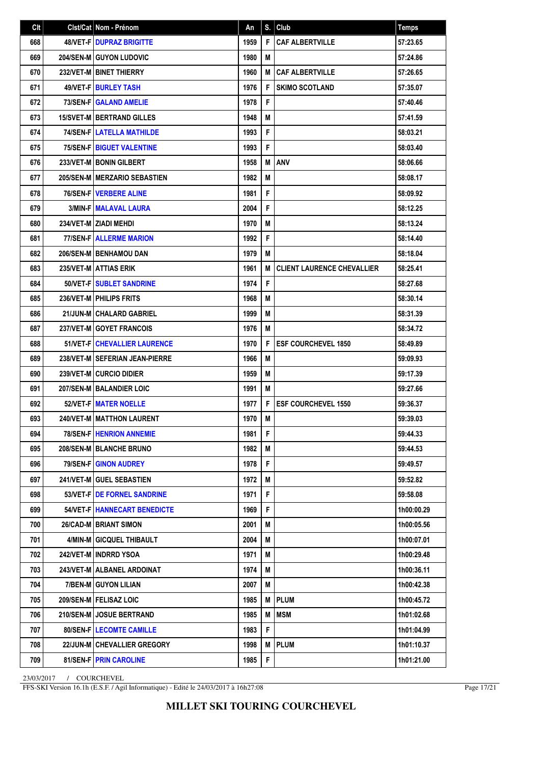| Clt | Clst/Cat | Nom - Prénom | An | S. | Club | Temps |
|---|---|---|---|---|---|---|
| 668 | 48/VET-F | DUPRAZ BRIGITTE | 1959 | F | CAF ALBERTVILLE | 57:23.65 |
| 669 | 204/SEN-M | GUYON LUDOVIC | 1980 | M | | 57:24.86 |
| 670 | 232/VET-M | BINET THIERRY | 1960 | M | CAF ALBERTVILLE | 57:26.65 |
| 671 | 49/VET-F | BURLEY TASH | 1976 | F | SKIMO SCOTLAND | 57:35.07 |
| 672 | 73/SEN-F | GALAND AMELIE | 1978 | F | | 57:40.46 |
| 673 | 15/SVET-M | BERTRAND GILLES | 1948 | M | | 57:41.59 |
| 674 | 74/SEN-F | LATELLA MATHILDE | 1993 | F | | 58:03.21 |
| 675 | 75/SEN-F | BIGUET VALENTINE | 1993 | F | | 58:03.40 |
| 676 | 233/VET-M | BONIN GILBERT | 1958 | M | ANV | 58:06.66 |
| 677 | 205/SEN-M | MERZARIO SEBASTIEN | 1982 | M | | 58:08.17 |
| 678 | 76/SEN-F | VERBERE ALINE | 1981 | F | | 58:09.92 |
| 679 | 3/MIN-F | MALAVAL LAURA | 2004 | F | | 58:12.25 |
| 680 | 234/VET-M | ZIADI MEHDI | 1970 | M | | 58:13.24 |
| 681 | 77/SEN-F | ALLERME MARION | 1992 | F | | 58:14.40 |
| 682 | 206/SEN-M | BENHAMOU DAN | 1979 | M | | 58:18.04 |
| 683 | 235/VET-M | ATTIAS ERIK | 1961 | M | CLIENT LAURENCE CHEVALLIER | 58:25.41 |
| 684 | 50/VET-F | SUBLET SANDRINE | 1974 | F | | 58:27.68 |
| 685 | 236/VET-M | PHILIPS FRITS | 1968 | M | | 58:30.14 |
| 686 | 21/JUN-M | CHALARD GABRIEL | 1999 | M | | 58:31.39 |
| 687 | 237/VET-M | GOYET FRANCOIS | 1976 | M | | 58:34.72 |
| 688 | 51/VET-F | CHEVALLIER LAURENCE | 1970 | F | ESF COURCHEVEL 1850 | 58:49.89 |
| 689 | 238/VET-M | SEFERIAN JEAN-PIERRE | 1966 | M | | 59:09.93 |
| 690 | 239/VET-M | CURCIO DIDIER | 1959 | M | | 59:17.39 |
| 691 | 207/SEN-M | BALANDIER LOIC | 1991 | M | | 59:27.66 |
| 692 | 52/VET-F | MATER NOELLE | 1977 | F | ESF COURCHEVEL 1550 | 59:36.37 |
| 693 | 240/VET-M | MATTHON LAURENT | 1970 | M | | 59:39.03 |
| 694 | 78/SEN-F | HENRION ANNEMIE | 1981 | F | | 59:44.33 |
| 695 | 208/SEN-M | BLANCHE BRUNO | 1982 | M | | 59:44.53 |
| 696 | 79/SEN-F | GINON AUDREY | 1978 | F | | 59:49.57 |
| 697 | 241/VET-M | GUEL SEBASTIEN | 1972 | M | | 59:52.82 |
| 698 | 53/VET-F | DE FORNEL SANDRINE | 1971 | F | | 59:58.08 |
| 699 | 54/VET-F | HANNECART BENEDICTE | 1969 | F | | 1h00:00.29 |
| 700 | 26/CAD-M | BRIANT SIMON | 2001 | M | | 1h00:05.56 |
| 701 | 4/MIN-M | GICQUEL THIBAULT | 2004 | M | | 1h00:07.01 |
| 702 | 242/VET-M | INDRRD YSOA | 1971 | M | | 1h00:29.48 |
| 703 | 243/VET-M | ALBANEL ARDOINAT | 1974 | M | | 1h00:36.11 |
| 704 | 7/BEN-M | GUYON LILIAN | 2007 | M | | 1h00:42.38 |
| 705 | 209/SEN-M | FELISAZ LOIC | 1985 | M | PLUM | 1h00:45.72 |
| 706 | 210/SEN-M | JOSUE BERTRAND | 1985 | M | MSM | 1h01:02.68 |
| 707 | 80/SEN-F | LECOMTE CAMILLE | 1983 | F | | 1h01:04.99 |
| 708 | 22/JUN-M | CHEVALLIER GREGORY | 1998 | M | PLUM | 1h01:10.37 |
| 709 | 81/SEN-F | PRIN CAROLINE | 1985 | F | | 1h01:21.00 |

23/03/2017 / COURCHEVEL

FFS-SKI Version 16.1h (E.S.F. / Agil Informatique) - Edité le 24/03/2017 à 16h27:08

**MILLET SKI TOURING COURCHEVEL**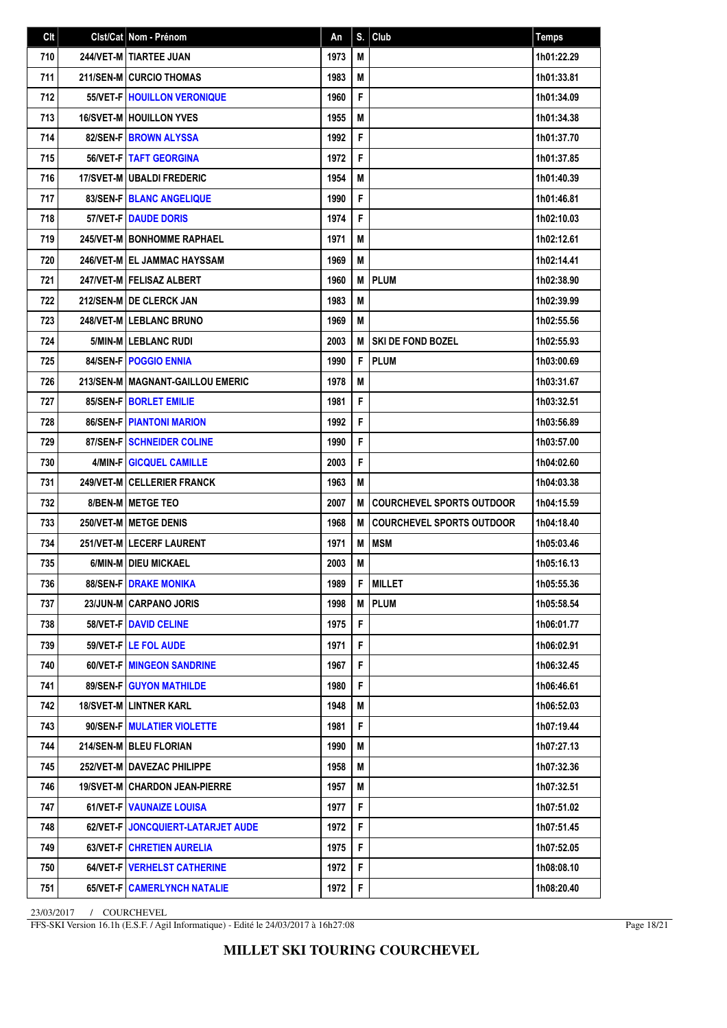| Clt | Clst/Cat | Nom - Prénom | An | S. | Club | Temps |
|---|---|---|---|---|---|---|
| 710 | 244/VET-M | TIARTEE JUAN | 1973 | M | | 1h01:22.29 |
| 711 | 211/SEN-M | CURCIO THOMAS | 1983 | M | | 1h01:33.81 |
| 712 | 55/VET-F | HOUILLON VERONIQUE | 1960 | F | | 1h01:34.09 |
| 713 | 16/SVET-M | HOUILLON YVES | 1955 | M | | 1h01:34.38 |
| 714 | 82/SEN-F | BROWN ALYSSA | 1992 | F | | 1h01:37.70 |
| 715 | 56/VET-F | TAFT GEORGINA | 1972 | F | | 1h01:37.85 |
| 716 | 17/SVET-M | UBALDI FREDERIC | 1954 | M | | 1h01:40.39 |
| 717 | 83/SEN-F | BLANC ANGELIQUE | 1990 | F | | 1h01:46.81 |
| 718 | 57/VET-F | DAUDE DORIS | 1974 | F | | 1h02:10.03 |
| 719 | 245/VET-M | BONHOMME RAPHAEL | 1971 | M | | 1h02:12.61 |
| 720 | 246/VET-M | EL JAMMAC HAYSSAM | 1969 | M | | 1h02:14.41 |
| 721 | 247/VET-M | FELISAZ ALBERT | 1960 | M | PLUM | 1h02:38.90 |
| 722 | 212/SEN-M | DE CLERCK JAN | 1983 | M | | 1h02:39.99 |
| 723 | 248/VET-M | LEBLANC BRUNO | 1969 | M | | 1h02:55.56 |
| 724 | 5/MIN-M | LEBLANC RUDI | 2003 | M | SKI DE FOND BOZEL | 1h02:55.93 |
| 725 | 84/SEN-F | POGGIO ENNIA | 1990 | F | PLUM | 1h03:00.69 |
| 726 | 213/SEN-M | MAGNANT-GAILLOU EMERIC | 1978 | M | | 1h03:31.67 |
| 727 | 85/SEN-F | BORLET EMILIE | 1981 | F | | 1h03:32.51 |
| 728 | 86/SEN-F | PIANTONI MARION | 1992 | F | | 1h03:56.89 |
| 729 | 87/SEN-F | SCHNEIDER COLINE | 1990 | F | | 1h03:57.00 |
| 730 | 4/MIN-F | GICQUEL CAMILLE | 2003 | F | | 1h04:02.60 |
| 731 | 249/VET-M | CELLERIER FRANCK | 1963 | M | | 1h04:03.38 |
| 732 | 8/BEN-M | METGE TEO | 2007 | M | COURCHEVEL SPORTS OUTDOOR | 1h04:15.59 |
| 733 | 250/VET-M | METGE DENIS | 1968 | M | COURCHEVEL SPORTS OUTDOOR | 1h04:18.40 |
| 734 | 251/VET-M | LECERF LAURENT | 1971 | M | MSM | 1h05:03.46 |
| 735 | 6/MIN-M | DIEU MICKAEL | 2003 | M | | 1h05:16.13 |
| 736 | 88/SEN-F | DRAKE MONIKA | 1989 | F | MILLET | 1h05:55.36 |
| 737 | 23/JUN-M | CARPANO JORIS | 1998 | M | PLUM | 1h05:58.54 |
| 738 | 58/VET-F | DAVID CELINE | 1975 | F | | 1h06:01.77 |
| 739 | 59/VET-F | LE FOL AUDE | 1971 | F | | 1h06:02.91 |
| 740 | 60/VET-F | MINGEON SANDRINE | 1967 | F | | 1h06:32.45 |
| 741 | 89/SEN-F | GUYON MATHILDE | 1980 | F | | 1h06:46.61 |
| 742 | 18/SVET-M | LINTNER KARL | 1948 | M | | 1h06:52.03 |
| 743 | 90/SEN-F | MULATIER VIOLETTE | 1981 | F | | 1h07:19.44 |
| 744 | 214/SEN-M | BLEU FLORIAN | 1990 | M | | 1h07:27.13 |
| 745 | 252/VET-M | DAVEZAC PHILIPPE | 1958 | M | | 1h07:32.36 |
| 746 | 19/SVET-M | CHARDON JEAN-PIERRE | 1957 | M | | 1h07:32.51 |
| 747 | 61/VET-F | VAUNAIZE LOUISA | 1977 | F | | 1h07:51.02 |
| 748 | 62/VET-F | JONCQUIERT-LATARJET AUDE | 1972 | F | | 1h07:51.45 |
| 749 | 63/VET-F | CHRETIEN AURELIA | 1975 | F | | 1h07:52.05 |
| 750 | 64/VET-F | VERHELST CATHERINE | 1972 | F | | 1h08:08.10 |
| 751 | 65/VET-F | CAMERLYNCH NATALIE | 1972 | F | | 1h08:20.40 |

23/03/2017 / COURCHEVEL

FFS-SKI Version 16.1h (E.S.F. / Agil Informatique) - Edité le 24/03/2017 à 16h27:08

**MILLET SKI TOURING COURCHEVEL**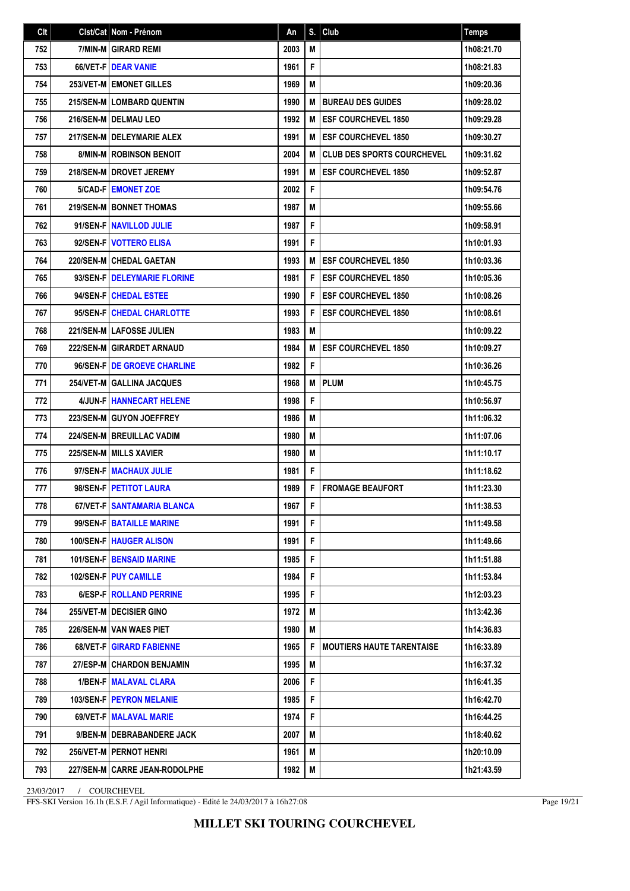| Clt | Clst/Cat | Nom - Prénom | An | S. | Club | Temps |
|---|---|---|---|---|---|---|
| 752 | 7/MIN-M | GIRARD REMI | 2003 | M | | 1h08:21.70 |
| 753 | 66/VET-F | DEAR VANIE | 1961 | F | | 1h08:21.83 |
| 754 | 253/VET-M | EMONET GILLES | 1969 | M | | 1h09:20.36 |
| 755 | 215/SEN-M | LOMBARD QUENTIN | 1990 | M | BUREAU DES GUIDES | 1h09:28.02 |
| 756 | 216/SEN-M | DELMAU LEO | 1992 | M | ESF COURCHEVEL 1850 | 1h09:29.28 |
| 757 | 217/SEN-M | DELEYMARIE ALEX | 1991 | M | ESF COURCHEVEL 1850 | 1h09:30.27 |
| 758 | 8/MIN-M | ROBINSON BENOIT | 2004 | M | CLUB DES SPORTS COURCHEVEL | 1h09:31.62 |
| 759 | 218/SEN-M | DROVET JEREMY | 1991 | M | ESF COURCHEVEL 1850 | 1h09:52.87 |
| 760 | 5/CAD-F | EMONET ZOE | 2002 | F | | 1h09:54.76 |
| 761 | 219/SEN-M | BONNET THOMAS | 1987 | M | | 1h09:55.66 |
| 762 | 91/SEN-F | NAVILLOD JULIE | 1987 | F | | 1h09:58.91 |
| 763 | 92/SEN-F | VOTTERO ELISA | 1991 | F | | 1h10:01.93 |
| 764 | 220/SEN-M | CHEDAL GAETAN | 1993 | M | ESF COURCHEVEL 1850 | 1h10:03.36 |
| 765 | 93/SEN-F | DELEYMARIE FLORINE | 1981 | F | ESF COURCHEVEL 1850 | 1h10:05.36 |
| 766 | 94/SEN-F | CHEDAL ESTEE | 1990 | F | ESF COURCHEVEL 1850 | 1h10:08.26 |
| 767 | 95/SEN-F | CHEDAL CHARLOTTE | 1993 | F | ESF COURCHEVEL 1850 | 1h10:08.61 |
| 768 | 221/SEN-M | LAFOSSE JULIEN | 1983 | M | | 1h10:09.22 |
| 769 | 222/SEN-M | GIRARDET ARNAUD | 1984 | M | ESF COURCHEVEL 1850 | 1h10:09.27 |
| 770 | 96/SEN-F | DE GROEVE CHARLINE | 1982 | F | | 1h10:36.26 |
| 771 | 254/VET-M | GALLINA JACQUES | 1968 | M | PLUM | 1h10:45.75 |
| 772 | 4/JUN-F | HANNECART HELENE | 1998 | F | | 1h10:56.97 |
| 773 | 223/SEN-M | GUYON JOEFFREY | 1986 | M | | 1h11:06.32 |
| 774 | 224/SEN-M | BREUILLAC VADIM | 1980 | M | | 1h11:07.06 |
| 775 | 225/SEN-M | MILLS XAVIER | 1980 | M | | 1h11:10.17 |
| 776 | 97/SEN-F | MACHAUX JULIE | 1981 | F | | 1h11:18.62 |
| 777 | 98/SEN-F | PETITOT LAURA | 1989 | F | FROMAGE BEAUFORT | 1h11:23.30 |
| 778 | 67/VET-F | SANTAMARIA BLANCA | 1967 | F | | 1h11:38.53 |
| 779 | 99/SEN-F | BATAILLE MARINE | 1991 | F | | 1h11:49.58 |
| 780 | 100/SEN-F | HAUGER ALISON | 1991 | F | | 1h11:49.66 |
| 781 | 101/SEN-F | BENSAID MARINE | 1985 | F | | 1h11:51.88 |
| 782 | 102/SEN-F | PUY CAMILLE | 1984 | F | | 1h11:53.84 |
| 783 | 6/ESP-F | ROLLAND PERRINE | 1995 | F | | 1h12:03.23 |
| 784 | 255/VET-M | DECISIER GINO | 1972 | M | | 1h13:42.36 |
| 785 | 226/SEN-M | VAN WAES PIET | 1980 | M | | 1h14:36.83 |
| 786 | 68/VET-F | GIRARD FABIENNE | 1965 | F | MOUTIERS HAUTE TARENTAISE | 1h16:33.89 |
| 787 | 27/ESP-M | CHARDON BENJAMIN | 1995 | M | | 1h16:37.32 |
| 788 | 1/BEN-F | MALAVAL CLARA | 2006 | F | | 1h16:41.35 |
| 789 | 103/SEN-F | PEYRON MELANIE | 1985 | F | | 1h16:42.70 |
| 790 | 69/VET-F | MALAVAL MARIE | 1974 | F | | 1h16:44.25 |
| 791 | 9/BEN-M | DEBRABANDERE JACK | 2007 | M | | 1h18:40.62 |
| 792 | 256/VET-M | PERNOT HENRI | 1961 | M | | 1h20:10.09 |
| 793 | 227/SEN-M | CARRE JEAN-RODOLPHE | 1982 | M | | 1h21:43.59 |

23/03/2017 / COURCHEVEL

FFS-SKI Version 16.1h (E.S.F. / Agil Informatique) - Edité le 24/03/2017 à 16h27:08

**MILLET SKI TOURING COURCHEVEL**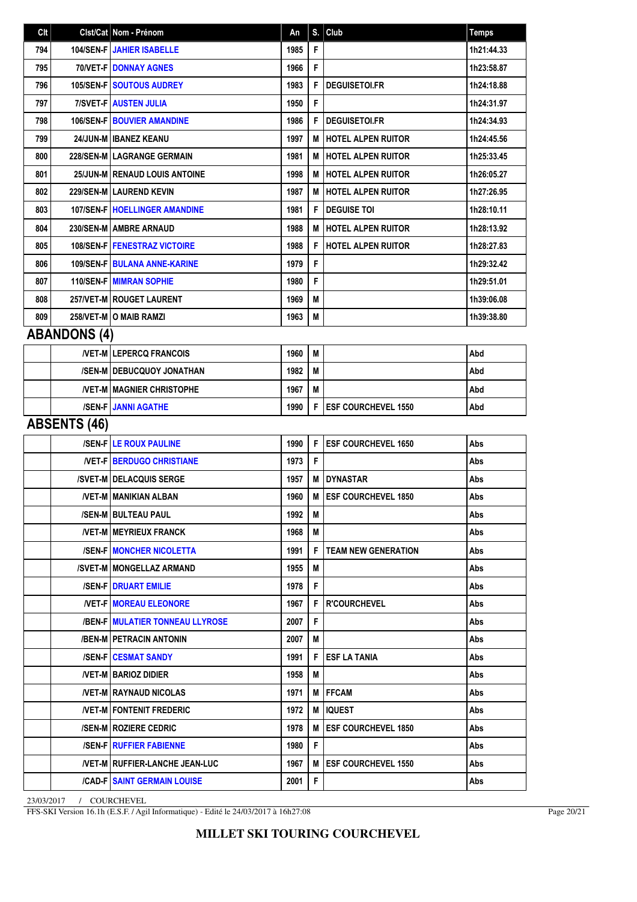| Clt | Clst/Cat | Nom - Prénom | An | S. | Club | Temps |
|---|---|---|---|---|---|---|
| 794 | 104/SEN-F | JAHIER ISABELLE | 1985 | F | | 1h21:44.33 |
| 795 | 70/VET-F | DONNAY AGNES | 1966 | F | | 1h23:58.87 |
| 796 | 105/SEN-F | SOUTOUS AUDREY | 1983 | F | DEGUISETOI.FR | 1h24:18.88 |
| 797 | 7/SVET-F | AUSTEN JULIA | 1950 | F | | 1h24:31.97 |
| 798 | 106/SEN-F | BOUVIER AMANDINE | 1986 | F | DEGUISETOI.FR | 1h24:34.93 |
| 799 | 24/JUN-M | IBANEZ KEANU | 1997 | M | HOTEL ALPEN RUITOR | 1h24:45.56 |
| 800 | 228/SEN-M | LAGRANGE GERMAIN | 1981 | M | HOTEL ALPEN RUITOR | 1h25:33.45 |
| 801 | 25/JUN-M | RENAUD LOUIS ANTOINE | 1998 | M | HOTEL ALPEN RUITOR | 1h26:05.27 |
| 802 | 229/SEN-M | LAUREND KEVIN | 1987 | M | HOTEL ALPEN RUITOR | 1h27:26.95 |
| 803 | 107/SEN-F | HOELLINGER AMANDINE | 1981 | F | DEGUISE TOI | 1h28:10.11 |
| 804 | 230/SEN-M | AMBRE ARNAUD | 1988 | M | HOTEL ALPEN RUITOR | 1h28:13.92 |
| 805 | 108/SEN-F | FENESTRAZ VICTOIRE | 1988 | F | HOTEL ALPEN RUITOR | 1h28:27.83 |
| 806 | 109/SEN-F | BULANA ANNE-KARINE | 1979 | F | | 1h29:32.42 |
| 807 | 110/SEN-F | MIMRAN SOPHIE | 1980 | F | | 1h29:51.01 |
| 808 | 257/VET-M | ROUGET LAURENT | 1969 | M | | 1h39:06.08 |
| 809 | 258/VET-M | O MAIB RAMZI | 1963 | M | | 1h39:38.80 |

## ABANDONS (4)

| Clt | Clst/Cat | Nom - Prénom | An | S. | Club | Temps |
|---|---|---|---|---|---|---|
| | /VET-M | LEPERCQ FRANCOIS | 1960 | M | | Abd |
| | /SEN-M | DEBUCQUOY JONATHAN | 1982 | M | | Abd |
| | /VET-M | MAGNIER CHRISTOPHE | 1967 | M | | Abd |
| | /SEN-F | JANNI AGATHE | 1990 | F | ESF COURCHEVEL 1550 | Abd |

## ABSENTS (46)

| Clt | Clst/Cat | Nom - Prénom | An | S. | Club | Temps |
|---|---|---|---|---|---|---|
| | /SEN-F | LE ROUX PAULINE | 1990 | F | ESF COURCHEVEL 1650 | Abs |
| | /VET-F | BERDUGO CHRISTIANE | 1973 | F | | Abs |
| | /SVET-M | DELACQUIS SERGE | 1957 | M | DYNASTAR | Abs |
| | /VET-M | MANIKIAN ALBAN | 1960 | M | ESF COURCHEVEL 1850 | Abs |
| | /SEN-M | BULTEAU PAUL | 1992 | M | | Abs |
| | /VET-M | MEYRIEUX FRANCK | 1968 | M | | Abs |
| | /SEN-F | MONCHER NICOLETTA | 1991 | F | TEAM NEW GENERATION | Abs |
| | /SVET-M | MONGELLAZ ARMAND | 1955 | M | | Abs |
| | /SEN-F | DRUART EMILIE | 1978 | F | | Abs |
| | /VET-F | MOREAU ELEONORE | 1967 | F | R'COURCHEVEL | Abs |
| | /BEN-F | MULATIER TONNEAU LLYROSE | 2007 | F | | Abs |
| | /BEN-M | PETRACIN ANTONIN | 2007 | M | | Abs |
| | /SEN-F | CESMAT SANDY | 1991 | F | ESF LA TANIA | Abs |
| | /VET-M | BARIOZ DIDIER | 1958 | M | | Abs |
| | /VET-M | RAYNAUD NICOLAS | 1971 | M | FFCAM | Abs |
| | /VET-M | FONTENIT FREDERIC | 1972 | M | IQUEST | Abs |
| | /SEN-M | ROZIERE CEDRIC | 1978 | M | ESF COURCHEVEL 1850 | Abs |
| | /SEN-F | RUFFIER FABIENNE | 1980 | F | | Abs |
| | /VET-M | RUFFIER-LANCHE JEAN-LUC | 1967 | M | ESF COURCHEVEL 1550 | Abs |
| | /CAD-F | SAINT GERMAIN LOUISE | 2001 | F | | Abs |

23/03/2017 / COURCHEVEL

FFS-SKI Version 16.1h (E.S.F. / Agil Informatique) - Edité le 24/03/2017 à 16h27:08

**MILLET SKI TOURING COURCHEVEL**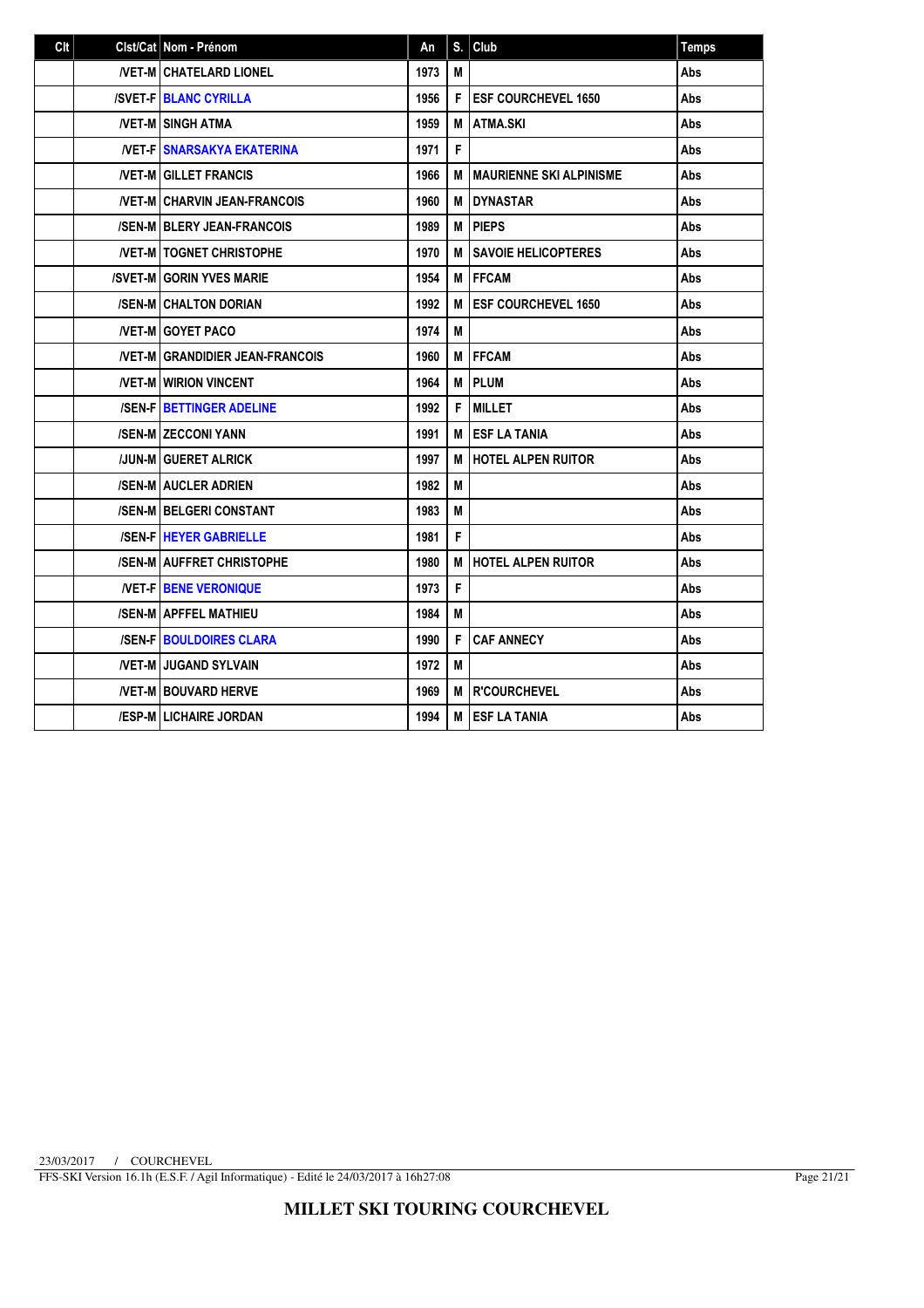| Clt | Clst/Cat | Nom - Prénom | An | S. | Club | Temps |
|---|---|---|---|---|---|---|
| | /VET-M | CHATELARD LIONEL | 1973 | M | | Abs |
| | /SVET-F | BLANC CYRILLA | 1956 | F | ESF COURCHEVEL 1650 | Abs |
| | /VET-M | SINGH ATMA | 1959 | M | ATMA.SKI | Abs |
| | /VET-F | SNARSAKYA EKATERINA | 1971 | F | | Abs |
| | /VET-M | GILLET FRANCIS | 1966 | M | MAURIENNE SKI ALPINISME | Abs |
| | /VET-M | CHARVIN JEAN-FRANCOIS | 1960 | M | DYNASTAR | Abs |
| | /SEN-M | BLERY JEAN-FRANCOIS | 1989 | M | PIEPS | Abs |
| | /VET-M | TOGNET CHRISTOPHE | 1970 | M | SAVOIE HELICOPTERES | Abs |
| | /SVET-M | GORIN YVES MARIE | 1954 | M | FFCAM | Abs |
| | /SEN-M | CHALTON DORIAN | 1992 | M | ESF COURCHEVEL 1650 | Abs |
| | /VET-M | GOYET PACO | 1974 | M | | Abs |
| | /VET-M | GRANDIDIER JEAN-FRANCOIS | 1960 | M | FFCAM | Abs |
| | /VET-M | WIRION VINCENT | 1964 | M | PLUM | Abs |
| | /SEN-F | BETTINGER ADELINE | 1992 | F | MILLET | Abs |
| | /SEN-M | ZECCONI YANN | 1991 | M | ESF LA TANIA | Abs |
| | /JUN-M | GUERET ALRICK | 1997 | M | HOTEL ALPEN RUITOR | Abs |
| | /SEN-M | AUCLER ADRIEN | 1982 | M | | Abs |
| | /SEN-M | BELGERI CONSTANT | 1983 | M | | Abs |
| | /SEN-F | HEYER GABRIELLE | 1981 | F | | Abs |
| | /SEN-M | AUFFRET CHRISTOPHE | 1980 | M | HOTEL ALPEN RUITOR | Abs |
| | /VET-F | BENE VERONIQUE | 1973 | F | | Abs |
| | /SEN-M | APFFEL MATHIEU | 1984 | M | | Abs |
| | /SEN-F | BOULDOIRES CLARA | 1990 | F | CAF ANNECY | Abs |
| | /VET-M | JUGAND SYLVAIN | 1972 | M | | Abs |
| | /VET-M | BOUVARD HERVE | 1969 | M | R'COURCHEVEL | Abs |
| | /ESP-M | LICHAIRE JORDAN | 1994 | M | ESF LA TANIA | Abs |

23/03/2017 / COURCHEVEL

FFS-SKI Version 16.1h (E.S.F. / Agil Informatique) - Edité le 24/03/2017 à 16h27:08

**MILLET SKI TOURING COURCHEVEL**